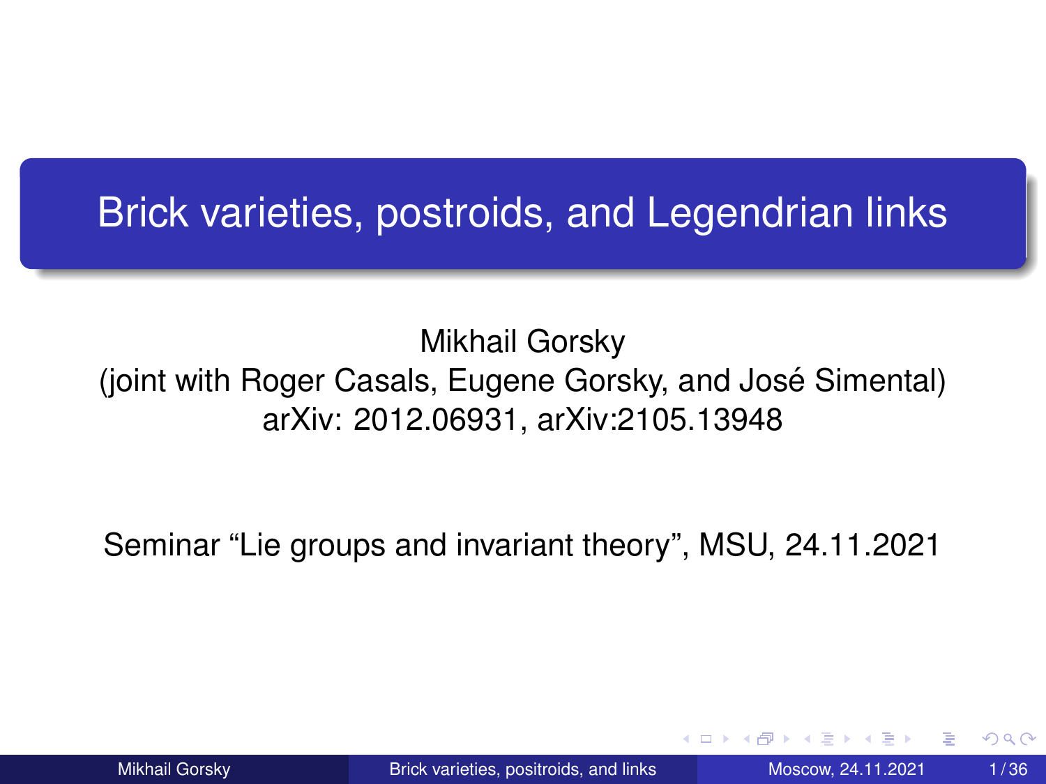# Brick varieties, postroids, and Legendrian links

Mikhail Gorsky
(joint with Roger Casals, Eugene Gorsky, and José Simental)
arXiv: 2012.06931, arXiv:2105.13948

Seminar “Lie groups and invariant theory”, MSU, 24.11.2021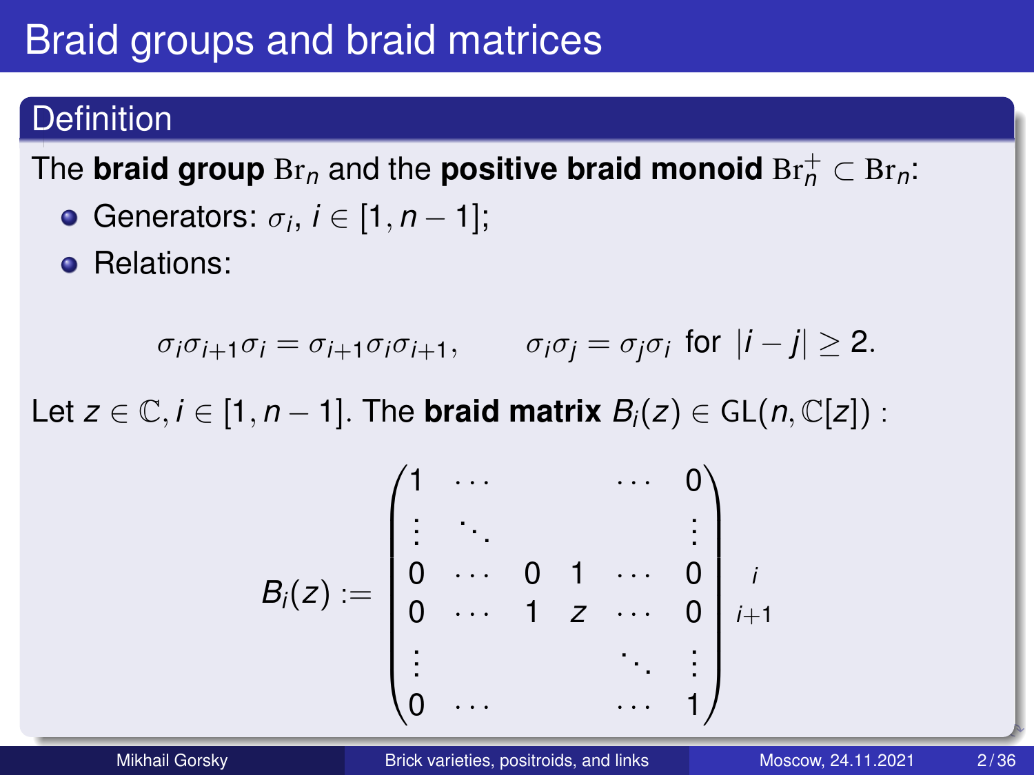# Braid groups and braid matrices

## Definition

The **braid group** $\mathrm{Br}_n$ and the **positive braid monoid** $\mathrm{Br}_n^+ \subset \mathrm{Br}_n$:

- Generators: $\sigma_i$, $i \in [1, n-1]$;
- Relations:

$$\sigma_i \sigma_{i+1} \sigma_i = \sigma_{i+1} \sigma_i \sigma_{i+1}, \qquad \sigma_i \sigma_j = \sigma_j \sigma_i \text{ for } |i - j| \geq 2.$$

Let $z \in \mathbb{C}, i \in [1, n-1]$. The **braid matrix** $B_i(z) \in \mathrm{GL}(n, \mathbb{C}[z])$ :

$$B_i(z) := \begin{pmatrix} 1 & \cdots & & & \cdots & 0 \\ \vdots & \ddots & & & & \vdots \\ 0 & \cdots & 0 & 1 & \cdots & 0 \\ 0 & \cdots & 1 & z & \cdots & 0 \\ \vdots & & & & \ddots & \vdots \\ 0 & \cdots & & & \cdots & 1 \end{pmatrix} \begin{matrix} \\ \\ i \\ i+1 \\ \\ \\ \end{matrix}$$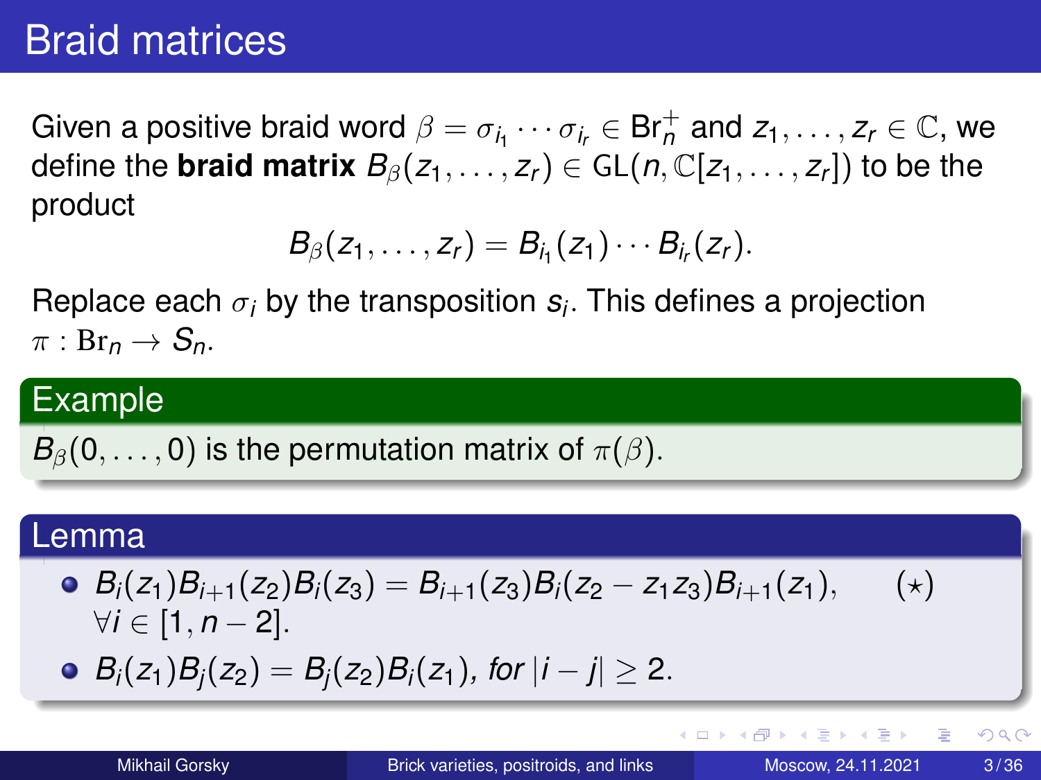# Braid matrices

Given a positive braid word $\beta = \sigma_{i_1} \cdots \sigma_{i_r} \in \mathrm{Br}_n^+$ and $z_1, \ldots, z_r \in \mathbb{C}$, we define the **braid matrix** $B_\beta(z_1, \ldots, z_r) \in \mathrm{GL}(n, \mathbb{C}[z_1, \ldots, z_r])$ to be the product

$$B_\beta(z_1, \ldots, z_r) = B_{i_1}(z_1) \cdots B_{i_r}(z_r).$$

Replace each $\sigma_i$ by the transposition $s_i$. This defines a projection $\pi : \mathrm{Br}_n \to S_n$.

## Example

$B_\beta(0, \ldots, 0)$ is the permutation matrix of $\pi(\beta)$.

## Lemma

- $B_i(z_1)B_{i+1}(z_2)B_i(z_3) = B_{i+1}(z_3)B_i(z_2 - z_1 z_3)B_{i+1}(z_1), \qquad (\star)$
  $\forall i \in [1, n-2]$.
- $B_i(z_1)B_j(z_2) = B_j(z_2)B_i(z_1)$, *for* $|i - j| \geq 2$.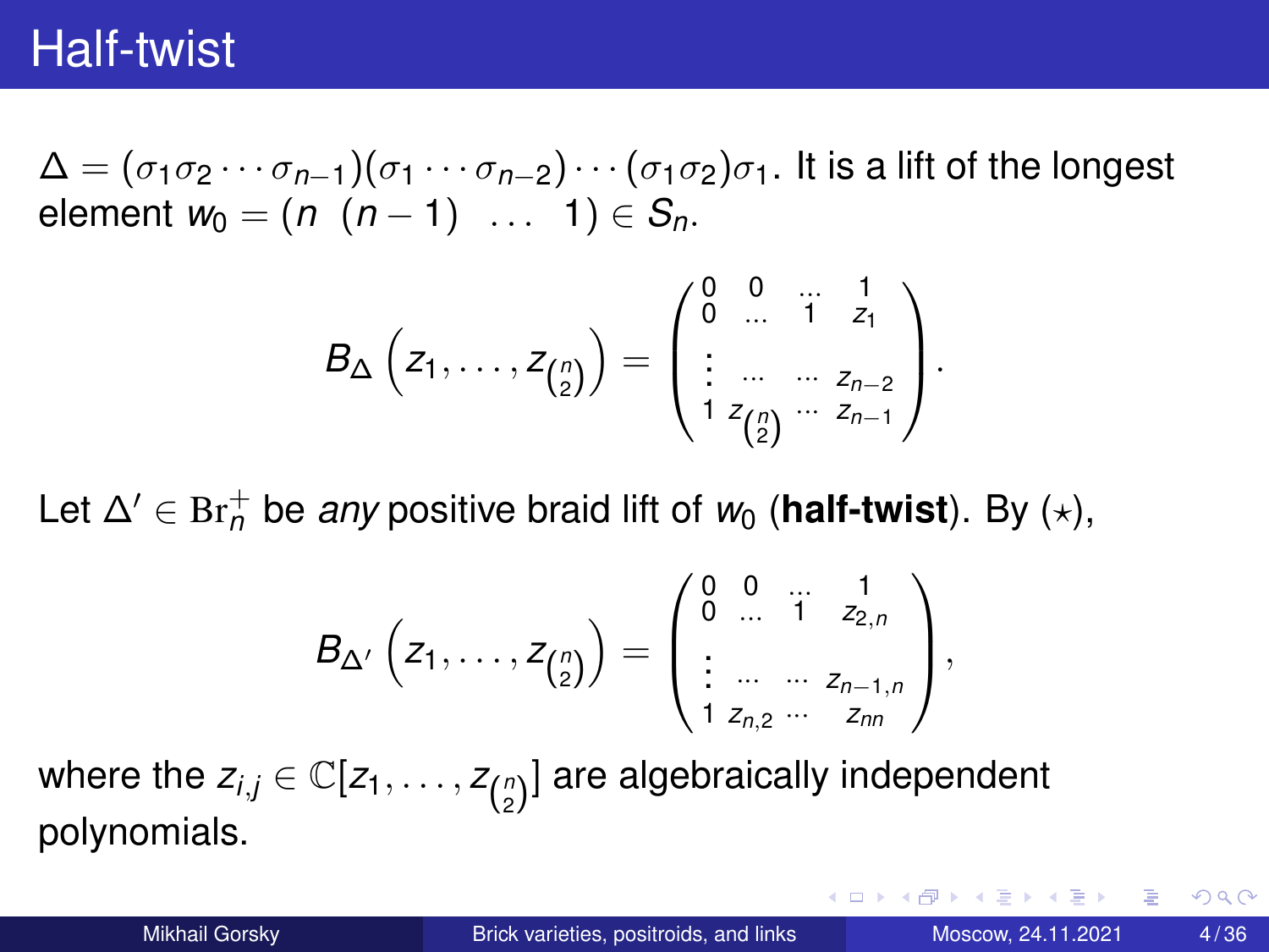# Half-twist

$\Delta = (\sigma_1\sigma_2\cdots\sigma_{n-1})(\sigma_1\cdots\sigma_{n-2})\cdots(\sigma_1\sigma_2)\sigma_1$. It is a lift of the longest element $w_0 = (n \ \ (n-1) \ \ \ldots \ \ 1) \in S_n$.

$$B_\Delta\left(z_1,\ldots,z_{\binom{n}{2}}\right) = \begin{pmatrix} 0 & 0 & \ldots & 1 \\ 0 & \ldots & 1 & z_1 \\ \vdots & \ldots & \ldots & z_{n-2} \\ 1 & z_{\binom{n}{2}} & \cdots & z_{n-1} \end{pmatrix}.$$

Let $\Delta' \in \mathrm{Br}_n^+$ be *any* positive braid lift of $w_0$ (**half-twist**). By $(\star)$,

$$B_{\Delta'}\left(z_1,\ldots,z_{\binom{n}{2}}\right) = \begin{pmatrix} 0 & 0 & \ldots & 1 \\ 0 & \ldots & 1 & z_{2,n} \\ \vdots & \ldots & \ldots & z_{n-1,n} \\ 1 & z_{n,2} & \cdots & z_{nn} \end{pmatrix},$$

where the $z_{i,j} \in \mathbb{C}[z_1,\ldots,z_{\binom{n}{2}}]$ are algebraically independent polynomials.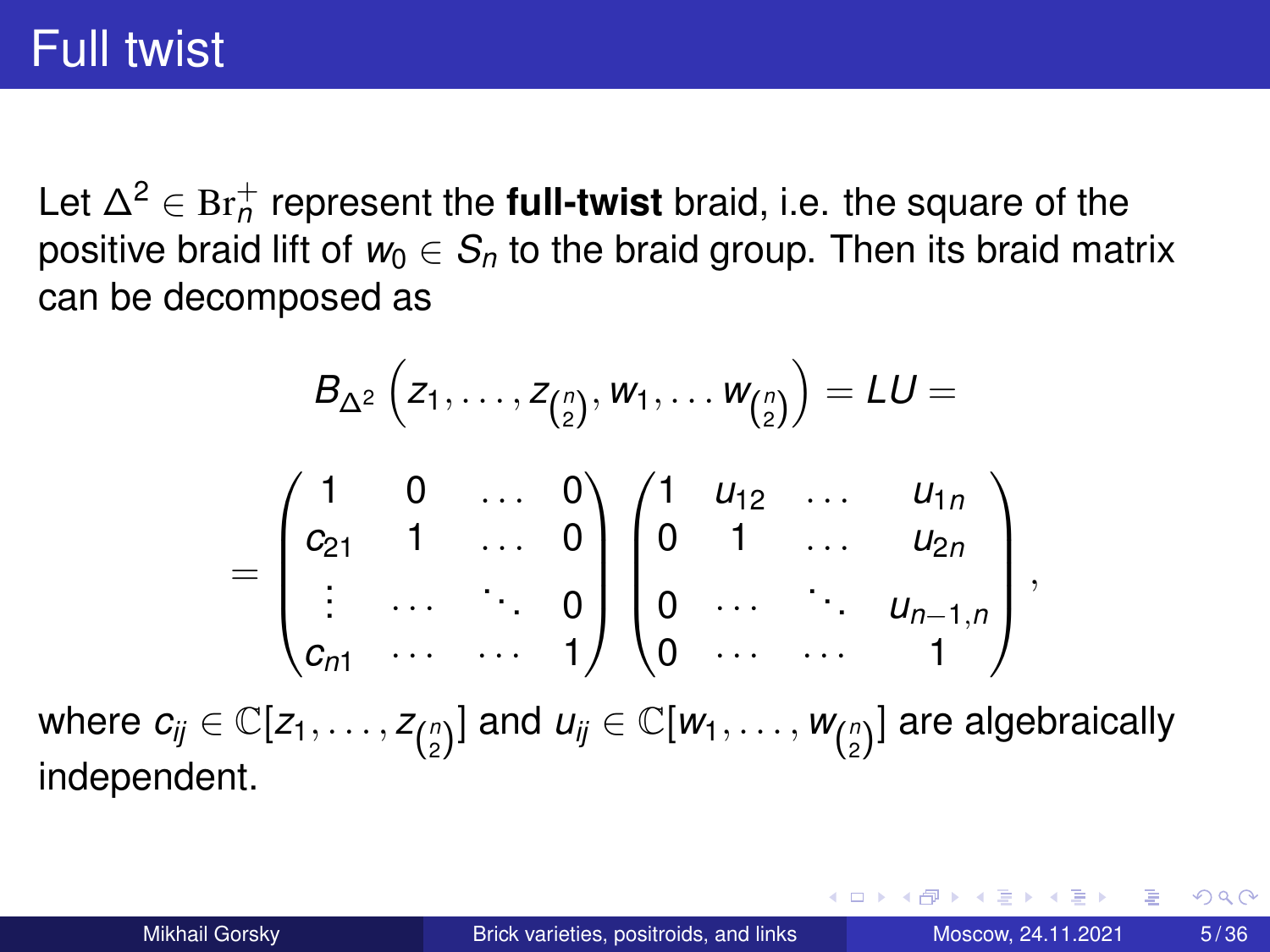# Full twist

Let $\Delta^2 \in \mathrm{Br}_n^+$ represent the **full-twist** braid, i.e. the square of the positive braid lift of $w_0 \in S_n$ to the braid group. Then its braid matrix can be decomposed as

$$B_{\Delta^2}\left(z_1, \dots, z_{\binom{n}{2}}, w_1, \dots w_{\binom{n}{2}}\right) = LU =$$

$$= \begin{pmatrix} 1 & 0 & \dots & 0 \\ c_{21} & 1 & \dots & 0 \\ \vdots & \dots & \ddots & 0 \\ c_{n1} & \dots & \dots & 1 \end{pmatrix} \begin{pmatrix} 1 & u_{12} & \dots & u_{1n} \\ 0 & 1 & \dots & u_{2n} \\ 0 & \dots & \ddots & u_{n-1,n} \\ 0 & \dots & \dots & 1 \end{pmatrix},$$

where $c_{ij} \in \mathbb{C}[z_1, \dots, z_{\binom{n}{2}}]$ and $u_{ij} \in \mathbb{C}[w_1, \dots, w_{\binom{n}{2}}]$ are algebraically independent.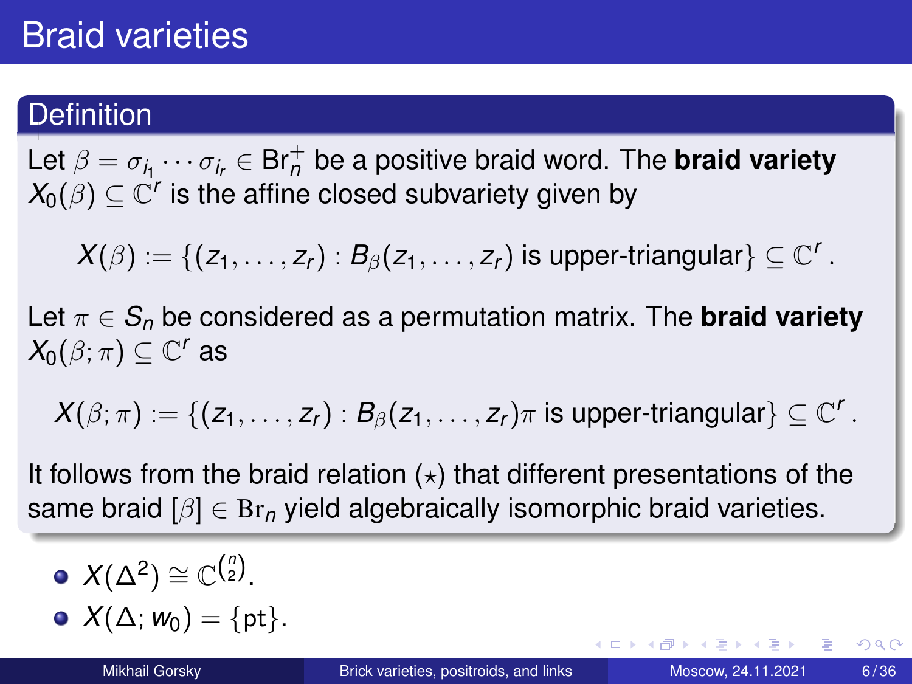# Braid varieties

## Definition

Let $\beta = \sigma_{i_1} \cdots \sigma_{i_r} \in \mathrm{Br}_n^+$ be a positive braid word. The **braid variety** $X_0(\beta) \subseteq \mathbb{C}^r$ is the affine closed subvariety given by

$$X(\beta) := \{(z_1, \ldots, z_r) : B_\beta(z_1, \ldots, z_r) \text{ is upper-triangular}\} \subseteq \mathbb{C}^r .$$

Let $\pi \in S_n$ be considered as a permutation matrix. The **braid variety** $X_0(\beta; \pi) \subseteq \mathbb{C}^r$ as

$$X(\beta; \pi) := \{(z_1, \ldots, z_r) : B_\beta(z_1, \ldots, z_r)\pi \text{ is upper-triangular}\} \subseteq \mathbb{C}^r .$$

It follows from the braid relation ($\star$) that different presentations of the same braid $[\beta] \in \mathrm{Br}_n$ yield algebraically isomorphic braid varieties.

- $X(\Delta^2) \cong \mathbb{C}^{\binom{n}{2}}$.
- $X(\Delta; w_0) = \{\mathrm{pt}\}$.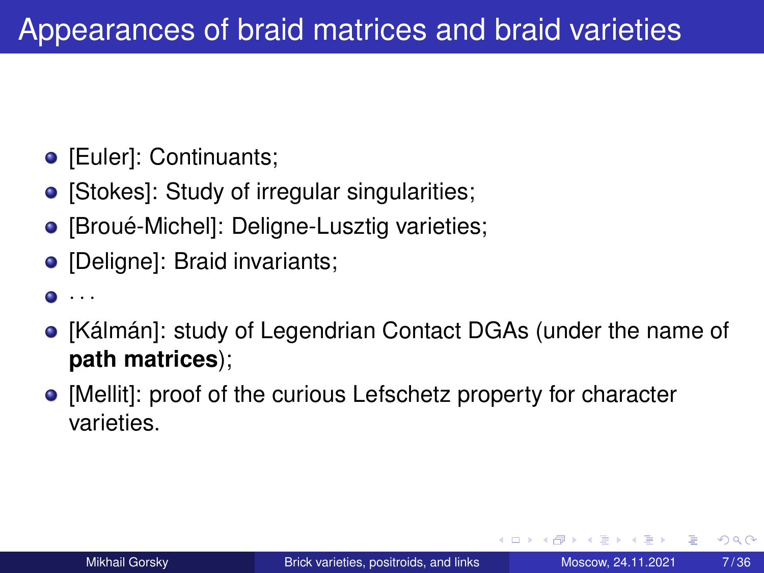# Appearances of braid matrices and braid varieties

- [Euler]: Continuants;
- [Stokes]: Study of irregular singularities;
- [Broué-Michel]: Deligne-Lusztig varieties;
- [Deligne]: Braid invariants;
- $\cdots$
- [Kálmán]: study of Legendrian Contact DGAs (under the name of **path matrices**);
- [Mellit]: proof of the curious Lefschetz property for character varieties.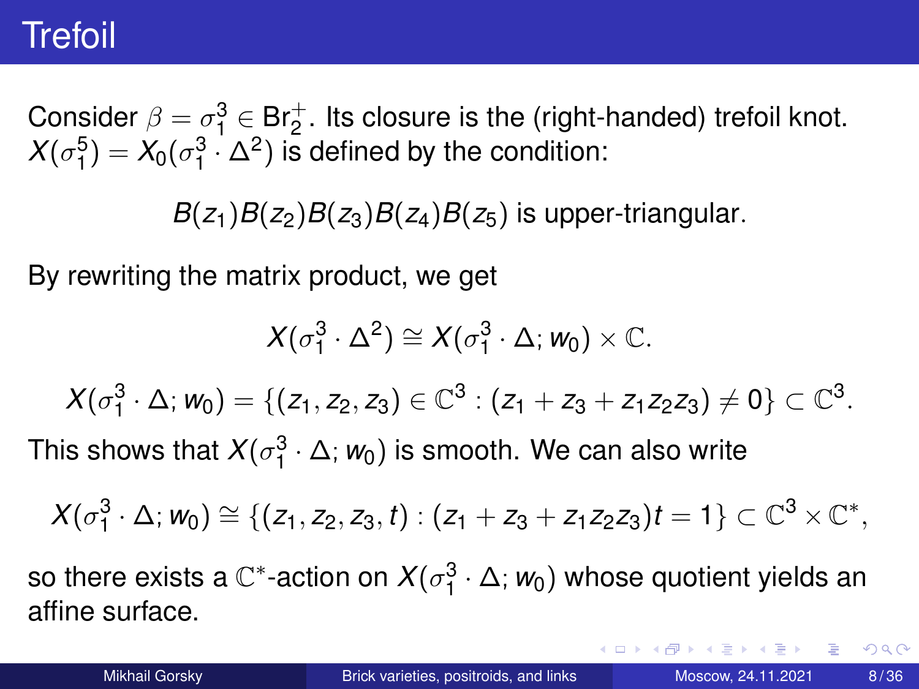# Trefoil

Consider $\beta = \sigma_1^3 \in \mathrm{Br}_2^+$. Its closure is the (right-handed) trefoil knot. $X(\sigma_1^5) = X_0(\sigma_1^3 \cdot \Delta^2)$ is defined by the condition:

$$B(z_1)B(z_2)B(z_3)B(z_4)B(z_5) \text{ is upper-triangular.}$$

By rewriting the matrix product, we get

$$X(\sigma_1^3 \cdot \Delta^2) \cong X(\sigma_1^3 \cdot \Delta; w_0) \times \mathbb{C}.$$

$$X(\sigma_1^3 \cdot \Delta; w_0) = \{(z_1, z_2, z_3) \in \mathbb{C}^3 : (z_1 + z_3 + z_1 z_2 z_3) \neq 0\} \subset \mathbb{C}^3.$$

This shows that $X(\sigma_1^3 \cdot \Delta; w_0)$ is smooth. We can also write

$$X(\sigma_1^3 \cdot \Delta; w_0) \cong \{(z_1, z_2, z_3, t) : (z_1 + z_3 + z_1 z_2 z_3)t = 1\} \subset \mathbb{C}^3 \times \mathbb{C}^*,$$

so there exists a $\mathbb{C}^*$-action on $X(\sigma_1^3 \cdot \Delta; w_0)$ whose quotient yields an affine surface.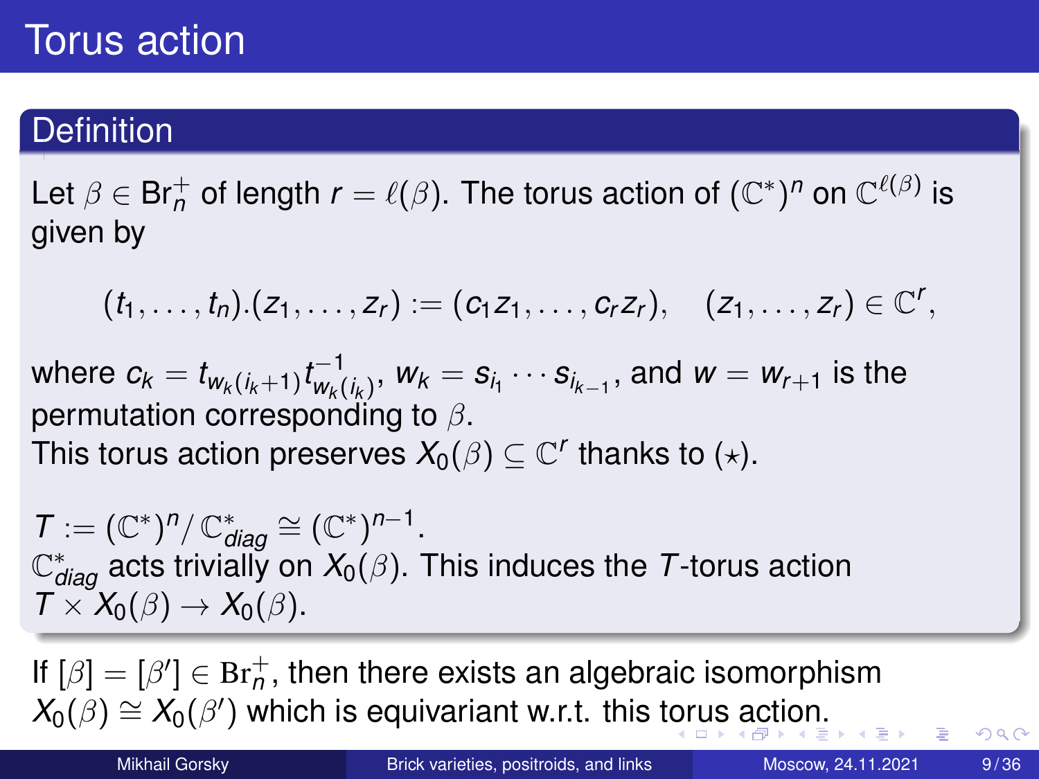# Torus action

## Definition

Let $\beta \in \mathrm{Br}_n^+$ of length $r = \ell(\beta)$. The torus action of $(\mathbb{C}^*)^n$ on $\mathbb{C}^{\ell(\beta)}$ is given by

$$(t_1, \ldots, t_n).(z_1, \ldots, z_r) := (c_1 z_1, \ldots, c_r z_r), \quad (z_1, \ldots, z_r) \in \mathbb{C}^r,$$

where $c_k = t_{w_k(i_k+1)} t_{w_k(i_k)}^{-1}$, $w_k = s_{i_1} \cdots s_{i_{k-1}}$, and $w = w_{r+1}$ is the permutation corresponding to $\beta$.
This torus action preserves $X_0(\beta) \subseteq \mathbb{C}^r$ thanks to $(\star)$.

$T := (\mathbb{C}^*)^n / \mathbb{C}^*_{diag} \cong (\mathbb{C}^*)^{n-1}$.
$\mathbb{C}^*_{diag}$ acts trivially on $X_0(\beta)$. This induces the $T$-torus action $T \times X_0(\beta) \to X_0(\beta)$.

If $[\beta] = [\beta'] \in \mathrm{Br}_n^+$, then there exists an algebraic isomorphism $X_0(\beta) \cong X_0(\beta')$ which is equivariant w.r.t. this torus action.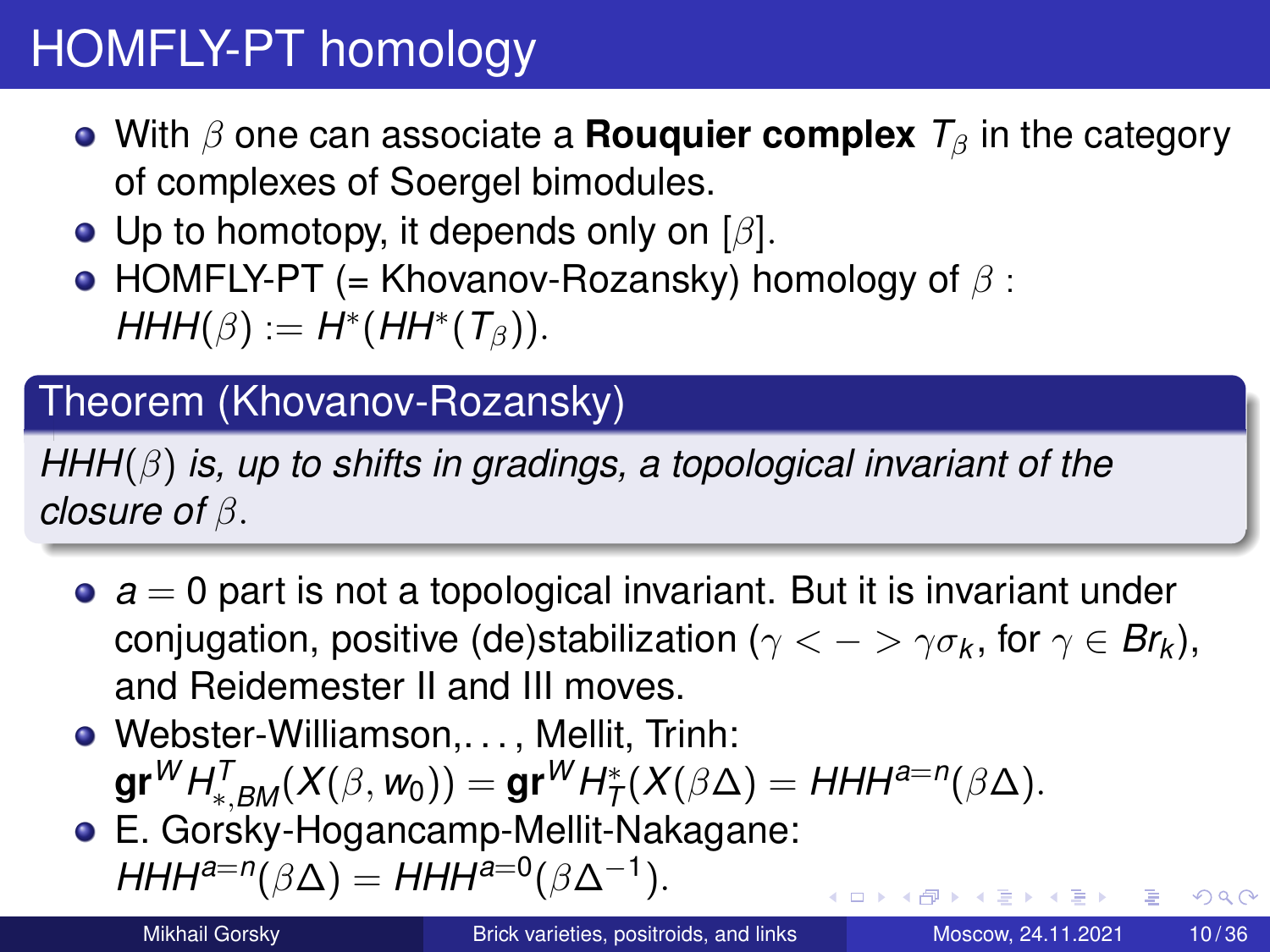# HOMFLY-PT homology

- With $\beta$ one can associate a **Rouquier complex** $T_\beta$ in the category of complexes of Soergel bimodules.
- Up to homotopy, it depends only on $[\beta]$.
- HOMFLY-PT (= Khovanov-Rozansky) homology of $\beta$ : $HHH(\beta) := H^*(HH^*(T_\beta))$.

**Theorem (Khovanov-Rozansky)**

*$HHH(\beta)$ is, up to shifts in gradings, a topological invariant of the closure of $\beta$.*

- $a = 0$ part is not a topological invariant. But it is invariant under conjugation, positive (de)stabilization ($\gamma <-> \gamma\sigma_k$, for $\gamma \in Br_k$), and Reidemester II and III moves.
- Webster-Williamson,..., Mellit, Trinh: $\mathbf{gr}^W H^T_{*,BM}(X(\beta, w_0)) = \mathbf{gr}^W H^*_T(X(\beta\Delta) = HHH^{a=n}(\beta\Delta)$.
- E. Gorsky-Hogancamp-Mellit-Nakagane: $HHH^{a=n}(\beta\Delta) = HHH^{a=0}(\beta\Delta^{-1})$.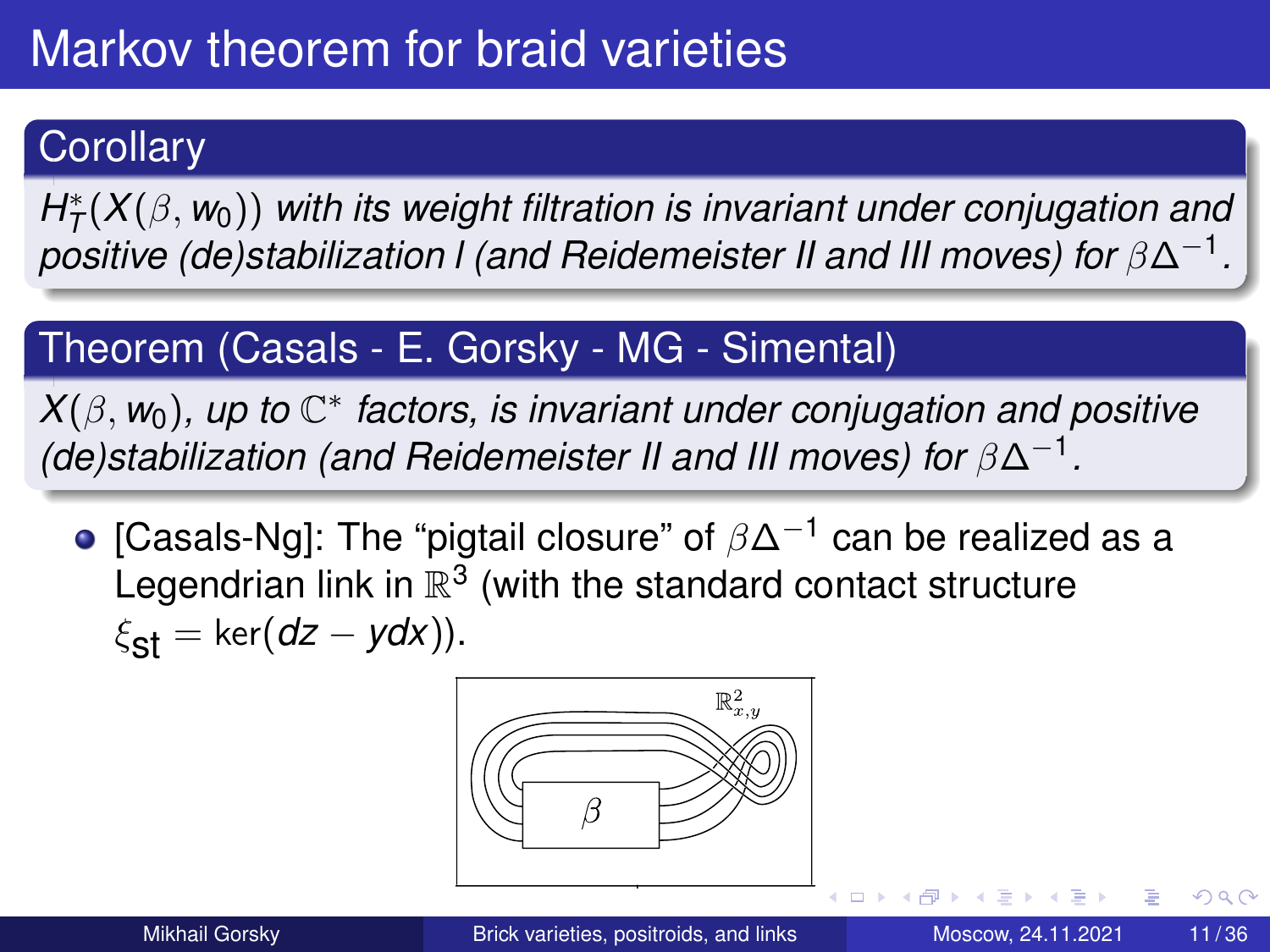# Markov theorem for braid varieties

**Corollary**

*$H_T^*(X(\beta, w_0))$ with its weight filtration is invariant under conjugation and positive (de)stabilization I (and Reidemeister II and III moves) for $\beta\Delta^{-1}$.*

**Theorem (Casals - E. Gorsky - MG - Simental)**

*$X(\beta, w_0)$, up to $\mathbb{C}^*$ factors, is invariant under conjugation and positive (de)stabilization (and Reidemeister II and III moves) for $\beta\Delta^{-1}$.*

- [Casals-Ng]: The "pigtail closure" of $\beta\Delta^{-1}$ can be realized as a Legendrian link in $\mathbb{R}^3$ (with the standard contact structure $\xi_{\text{st}} = \ker(dz - ydx)$).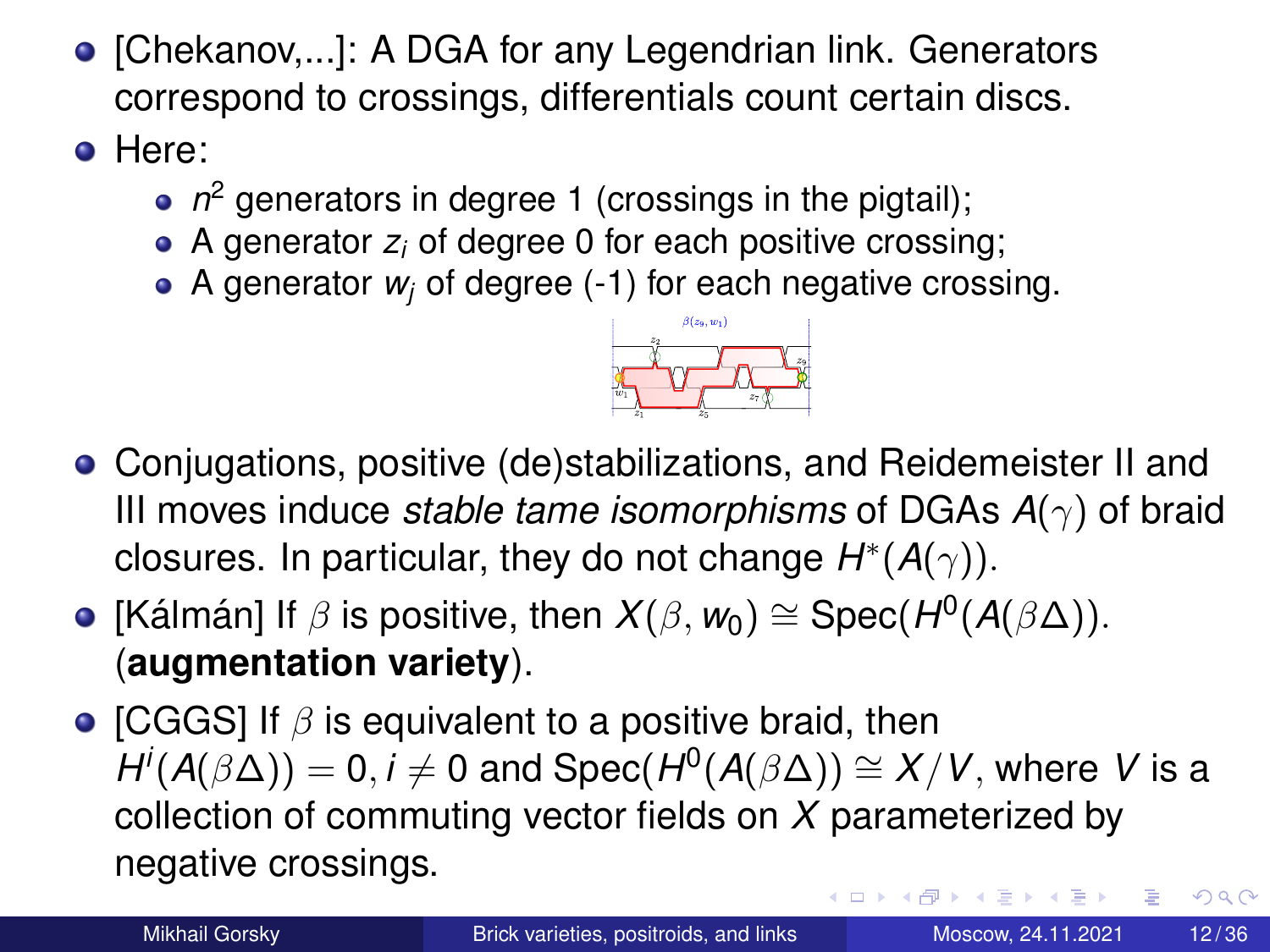- [Chekanov,...]: A DGA for any Legendrian link. Generators correspond to crossings, differentials count certain discs.
- Here:
  - $n^2$ generators in degree 1 (crossings in the pigtail);
  - A generator $z_i$ of degree 0 for each positive crossing;
  - A generator $w_j$ of degree (-1) for each negative crossing.
- Conjugations, positive (de)stabilizations, and Reidemeister II and III moves induce *stable tame isomorphisms* of DGAs $A(\gamma)$ of braid closures. In particular, they do not change $H^*(A(\gamma))$.
- [Kálmán] If $\beta$ is positive, then $X(\beta, w_0) \cong \mathrm{Spec}(H^0(A(\beta\Delta))$. (**augmentation variety**).
- [CGGS] If $\beta$ is equivalent to a positive braid, then $H^i(A(\beta\Delta)) = 0, i \neq 0$ and $\mathrm{Spec}(H^0(A(\beta\Delta)) \cong X/V$, where $V$ is a collection of commuting vector fields on $X$ parameterized by negative crossings.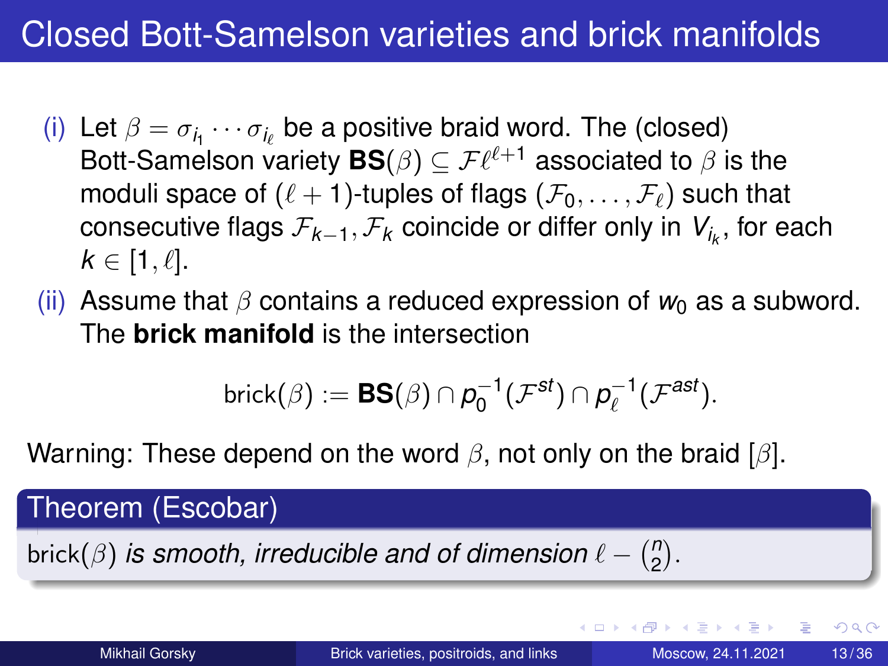# Closed Bott-Samelson varieties and brick manifolds

(i) Let $\beta = \sigma_{i_1} \cdots \sigma_{i_\ell}$ be a positive braid word. The (closed) Bott-Samelson variety $\mathbf{BS}(\beta) \subseteq \mathcal{F}\ell^{\ell+1}$ associated to $\beta$ is the moduli space of $(\ell+1)$-tuples of flags $(\mathcal{F}_0, \ldots, \mathcal{F}_\ell)$ such that consecutive flags $\mathcal{F}_{k-1}, \mathcal{F}_k$ coincide or differ only in $V_{i_k}$, for each $k \in [1, \ell]$.

(ii) Assume that $\beta$ contains a reduced expression of $w_0$ as a subword. The **brick manifold** is the intersection

$$\mathrm{brick}(\beta) := \mathbf{BS}(\beta) \cap p_0^{-1}(\mathcal{F}^{st}) \cap p_\ell^{-1}(\mathcal{F}^{ast}).$$

Warning: These depend on the word $\beta$, not only on the braid $[\beta]$.

**Theorem (Escobar)**

$\mathrm{brick}(\beta)$ *is smooth, irreducible and of dimension* $\ell - \binom{n}{2}$.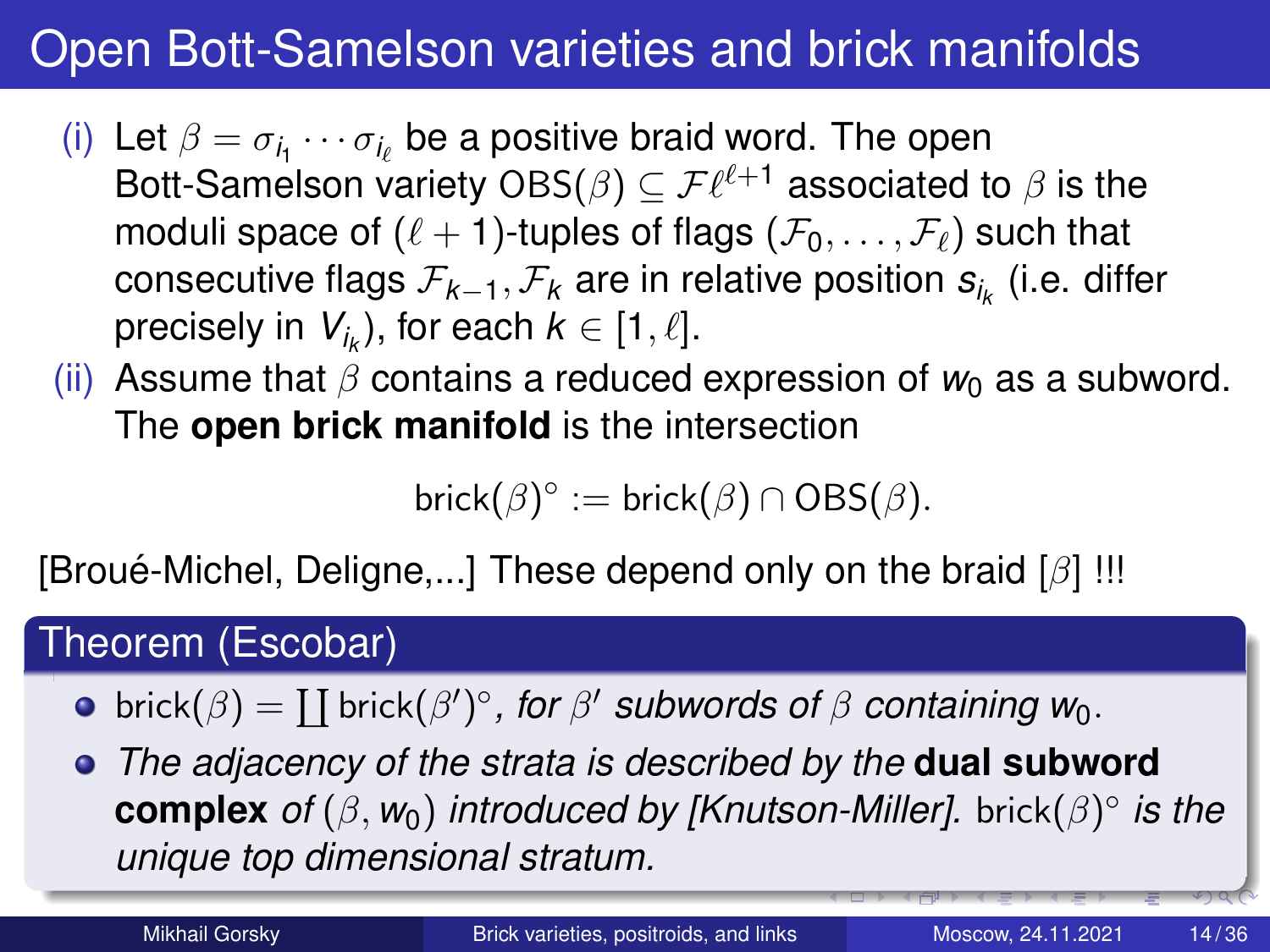# Open Bott-Samelson varieties and brick manifolds

(i) Let $\beta = \sigma_{i_1} \cdots \sigma_{i_\ell}$ be a positive braid word. The open Bott-Samelson variety $\mathrm{OBS}(\beta) \subseteq \mathcal{F}\ell^{\ell+1}$ associated to $\beta$ is the moduli space of $(\ell+1)$-tuples of flags $(\mathcal{F}_0, \ldots, \mathcal{F}_\ell)$ such that consecutive flags $\mathcal{F}_{k-1}, \mathcal{F}_k$ are in relative position $s_{i_k}$ (i.e. differ precisely in $V_{i_k}$), for each $k \in [1, \ell]$.

(ii) Assume that $\beta$ contains a reduced expression of $w_0$ as a subword. The **open brick manifold** is the intersection

$$\mathrm{brick}(\beta)^\circ := \mathrm{brick}(\beta) \cap \mathrm{OBS}(\beta).$$

[Broué-Michel, Deligne,...] These depend only on the braid $[\beta]$ !!!

## Theorem (Escobar)

- $\mathrm{brick}(\beta) = \coprod \mathrm{brick}(\beta')^\circ$, *for $\beta'$ subwords of $\beta$ containing $w_0$.*
- *The adjacency of the strata is described by the* **dual subword complex** *of $(\beta, w_0)$ introduced by [Knutson-Miller].* $\mathrm{brick}(\beta)^\circ$ *is the unique top dimensional stratum.*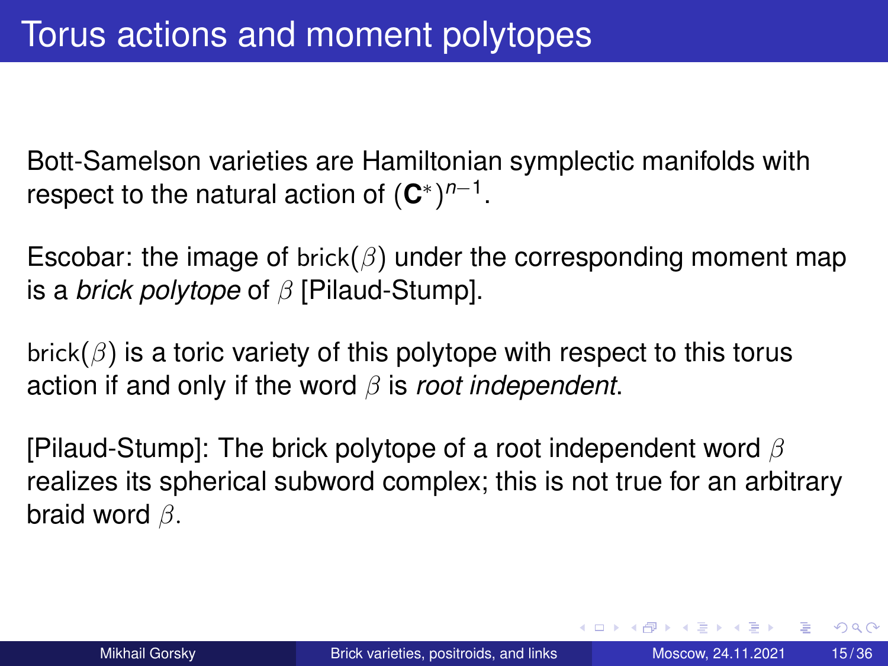# Torus actions and moment polytopes

Bott-Samelson varieties are Hamiltonian symplectic manifolds with respect to the natural action of $(\mathbf{C}^*)^{n-1}$.

Escobar: the image of $\mathsf{brick}(\beta)$ under the corresponding moment map is a *brick polytope* of $\beta$ [Pilaud-Stump].

$\mathsf{brick}(\beta)$ is a toric variety of this polytope with respect to this torus action if and only if the word $\beta$ is *root independent*.

[Pilaud-Stump]: The brick polytope of a root independent word $\beta$ realizes its spherical subword complex; this is not true for an arbitrary braid word $\beta$.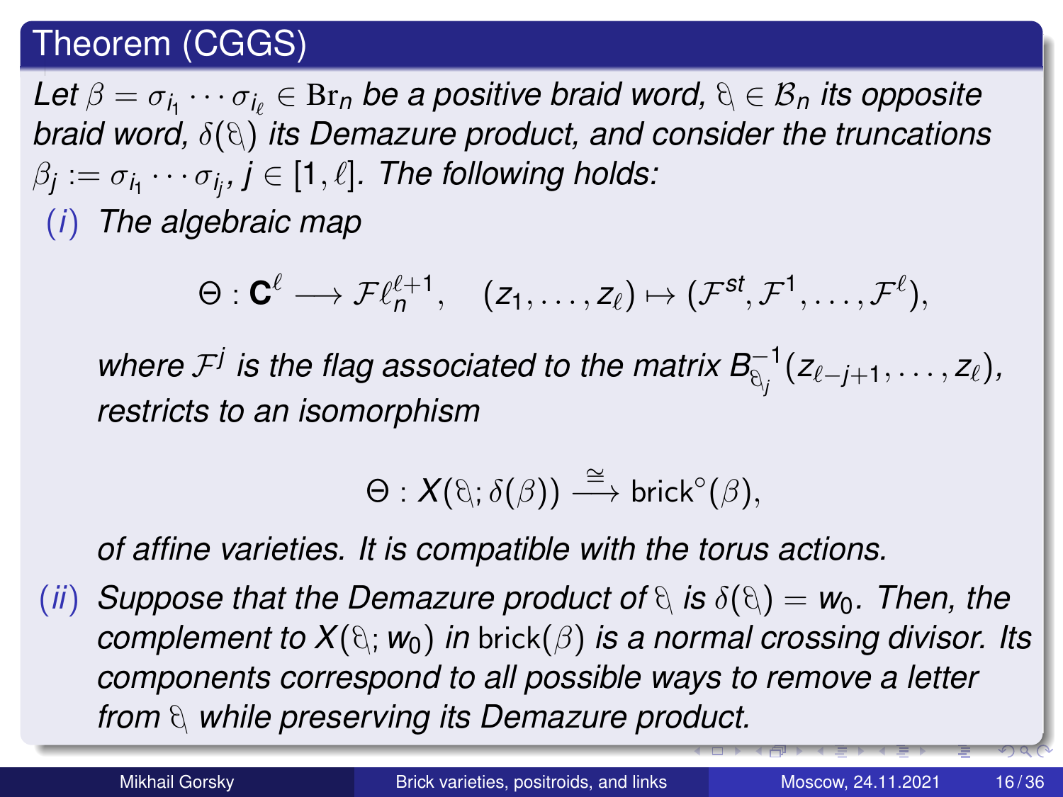## Theorem (CGGS)

*Let $\beta = \sigma_{i_1} \cdots \sigma_{i_\ell} \in \mathrm{Br}_n$ be a positive braid word, $\reflectbox{$\beta$} \in \mathcal{B}_n$ its opposite braid word, $\delta(\reflectbox{$\beta$})$ its Demazure product, and consider the truncations $\beta_j := \sigma_{i_1} \cdots \sigma_{i_j}$, $j \in [1, \ell]$. The following holds:*

(*i*) *The algebraic map*

$$\Theta : \mathbf{C}^\ell \longrightarrow \mathcal{F}\ell_n^{\ell+1}, \quad (z_1, \ldots, z_\ell) \mapsto (\mathcal{F}^{st}, \mathcal{F}^1, \ldots, \mathcal{F}^\ell),$$

*where $\mathcal{F}^j$ is the flag associated to the matrix $B^{-1}_{\reflectbox{$\beta$}_j}(z_{\ell-j+1}, \ldots, z_\ell)$, restricts to an isomorphism*

$$\Theta : X(\reflectbox{$\beta$}; \delta(\beta)) \xrightarrow{\cong} \mathrm{brick}^\circ(\beta),$$

*of affine varieties. It is compatible with the torus actions.*

(*ii*) *Suppose that the Demazure product of $\reflectbox{$\beta$}$ is $\delta(\reflectbox{$\beta$}) = w_0$. Then, the complement to $X(\reflectbox{$\beta$}; w_0)$ in $\mathrm{brick}(\beta)$ is a normal crossing divisor. Its components correspond to all possible ways to remove a letter from $\reflectbox{$\beta$}$ while preserving its Demazure product.*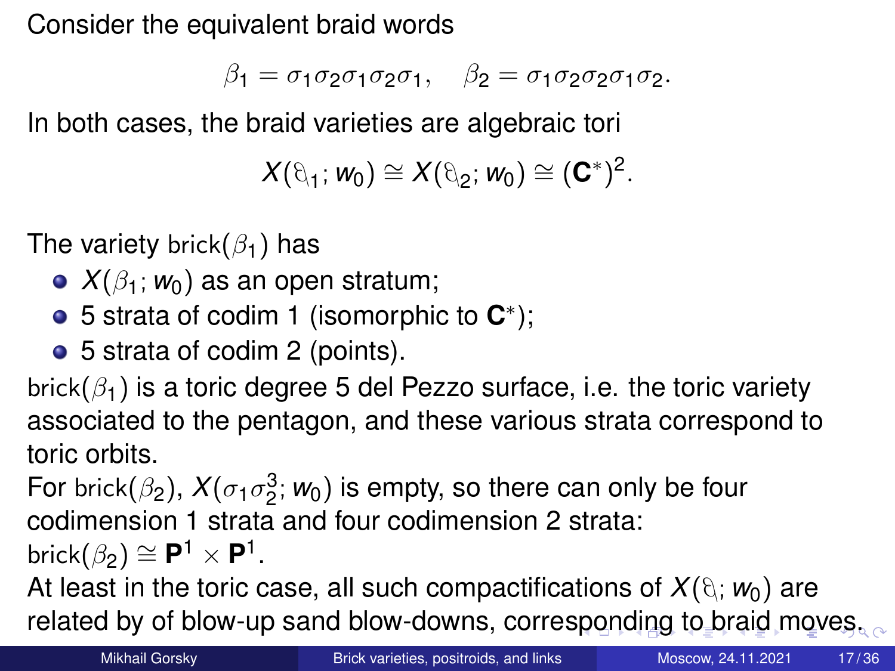Consider the equivalent braid words

$$\beta_1 = \sigma_1\sigma_2\sigma_1\sigma_2\sigma_1, \quad \beta_2 = \sigma_1\sigma_2\sigma_2\sigma_1\sigma_2.$$

In both cases, the braid varieties are algebraic tori

$$X(\beta_1; w_0) \cong X(\beta_2; w_0) \cong (\mathbf{C}^*)^2.$$

The variety brick$(\beta_1)$ has

- $X(\beta_1; w_0)$ as an open stratum;
- 5 strata of codim 1 (isomorphic to $\mathbf{C}^*$);
- 5 strata of codim 2 (points).

brick$(\beta_1)$ is a toric degree 5 del Pezzo surface, i.e. the toric variety associated to the pentagon, and these various strata correspond to toric orbits.

For brick$(\beta_2)$, $X(\sigma_1\sigma_2^3; w_0)$ is empty, so there can only be four codimension 1 strata and four codimension 2 strata: brick$(\beta_2) \cong \mathbf{P}^1 \times \mathbf{P}^1$.

At least in the toric case, all such compactifications of $X(\beta; w_0)$ are related by of blow-up sand blow-downs, corresponding to braid moves.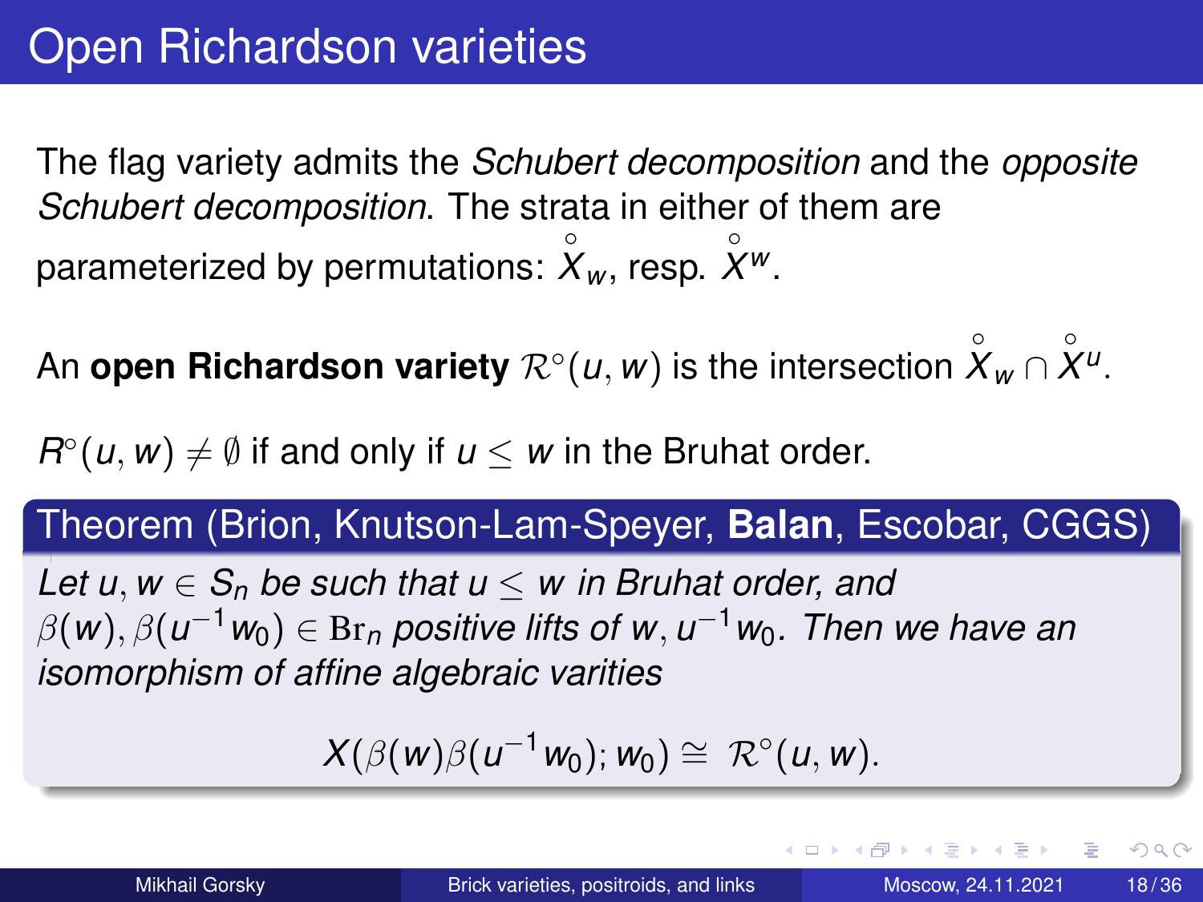# Open Richardson varieties

The flag variety admits the *Schubert decomposition* and the *opposite Schubert decomposition*. The strata in either of them are parameterized by permutations: $\overset{\circ}{X}_w$, resp. $\overset{\circ}{X}^w$.

An **open Richardson variety** $\mathcal{R}^\circ(u, w)$ is the intersection $\overset{\circ}{X}_w \cap \overset{\circ}{X}^u$.

$R^\circ(u, w) \neq \emptyset$ if and only if $u \leq w$ in the Bruhat order.

**Theorem (Brion, Knutson-Lam-Speyer, Balan, Escobar, CGGS)**

*Let $u, w \in S_n$ be such that $u \leq w$ in Bruhat order, and $\beta(w), \beta(u^{-1}w_0) \in \mathrm{Br}_n$ positive lifts of $w, u^{-1}w_0$. Then we have an isomorphism of affine algebraic varities*

$$X(\beta(w)\beta(u^{-1}w_0); w_0) \cong \mathcal{R}^\circ(u, w).$$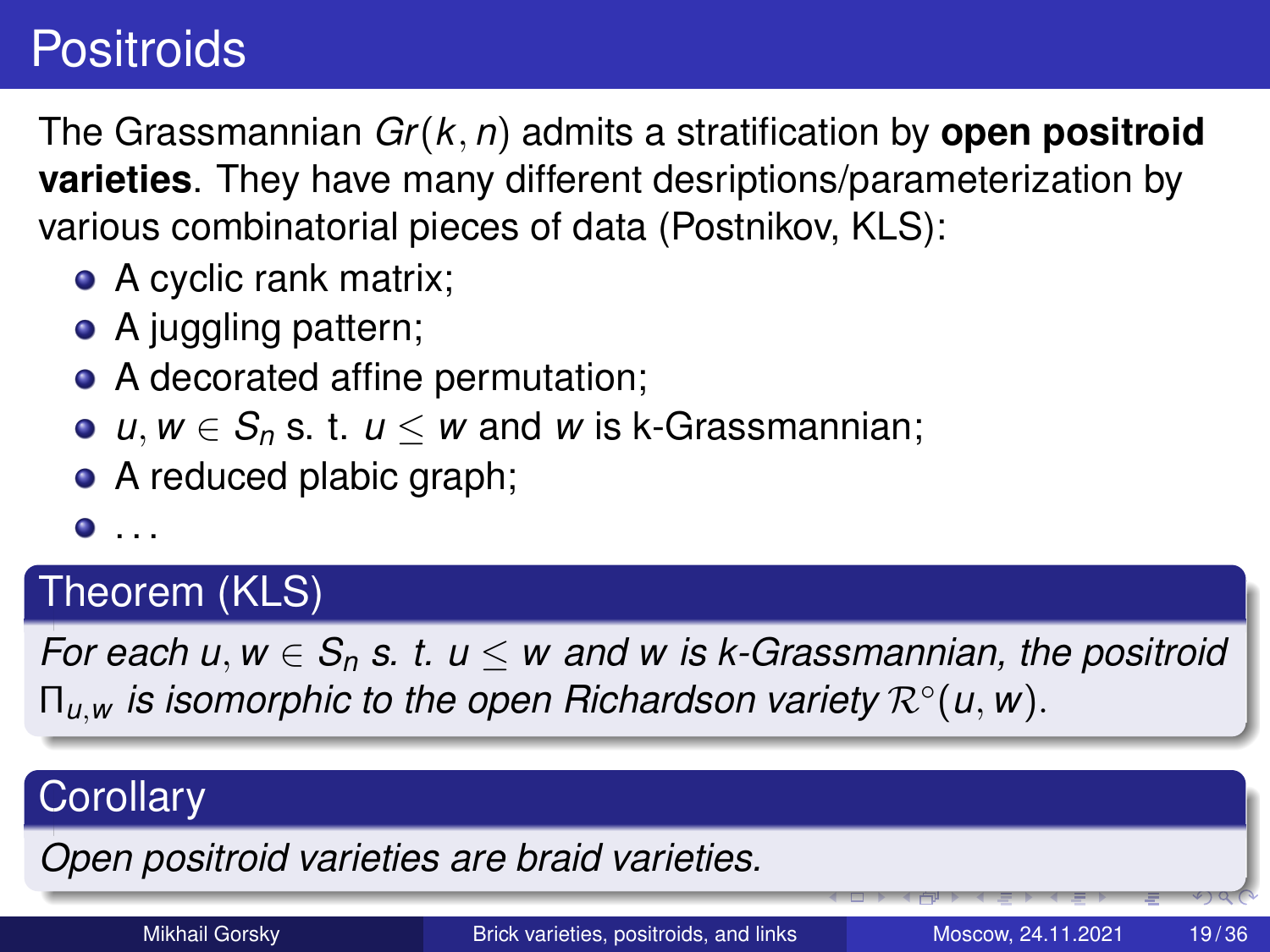# Positroids

The Grassmannian $Gr(k, n)$ admits a stratification by **open positroid varieties**. They have many different desriptions/parameterization by various combinatorial pieces of data (Postnikov, KLS):

- A cyclic rank matrix;
- A juggling pattern;
- A decorated affine permutation;
- $u, w \in S_n$ s. t. $u \leq w$ and $w$ is k-Grassmannian;
- A reduced plabic graph;
- . . .

**Theorem (KLS)**

*For each $u, w \in S_n$ s. t. $u \leq w$ and $w$ is k-Grassmannian, the positroid $\Pi_{u,w}$ is isomorphic to the open Richardson variety $\mathcal{R}^{\circ}(u, w)$.*

**Corollary**

*Open positroid varieties are braid varieties.*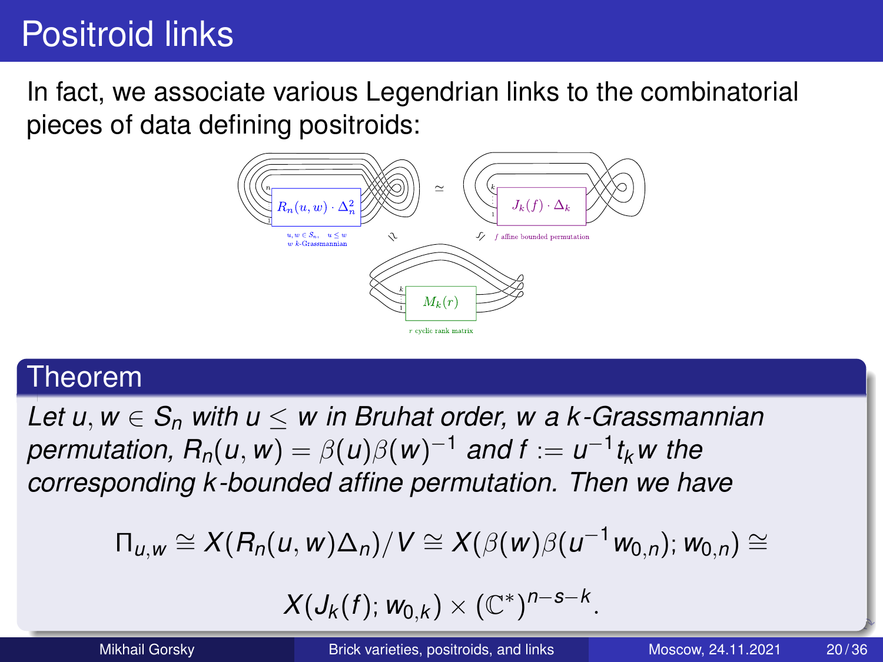# Positroid links

In fact, we associate various Legendrian links to the combinatorial pieces of data defining positroids:

$R_n(u,w) \cdot \Delta_n^2$ $\simeq$ $J_k(f) \cdot \Delta_k$

$u, w \in S_n, \quad u \leq w$
$w$ $k$-Grassmannian

$f$ affine bounded permutation

$M_k(r)$

$r$ cyclic rank matrix

## Theorem

*Let $u, w \in S_n$ with $u \leq w$ in Bruhat order, $w$ a $k$-Grassmannian permutation, $R_n(u,w) = \beta(u)\beta(w)^{-1}$ and $f := u^{-1}t_k w$ the corresponding $k$-bounded affine permutation. Then we have*

$$\Pi_{u,w} \cong X(R_n(u,w)\Delta_n)/V \cong X(\beta(w)\beta(u^{-1}w_{0,n}); w_{0,n}) \cong$$

$$X(J_k(f); w_{0,k}) \times (\mathbb{C}^*)^{n-s-k}.$$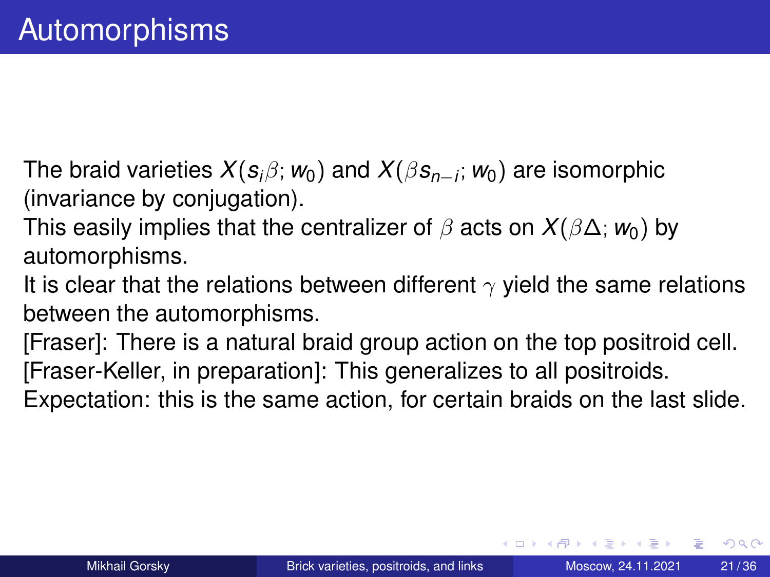# Automorphisms

The braid varieties $X(s_i\beta; w_0)$ and $X(\beta s_{n-i}; w_0)$ are isomorphic (invariance by conjugation).

This easily implies that the centralizer of $\beta$ acts on $X(\beta\Delta; w_0)$ by automorphisms.

It is clear that the relations between different $\gamma$ yield the same relations between the automorphisms.

[Fraser]: There is a natural braid group action on the top positroid cell.

[Fraser-Keller, in preparation]: This generalizes to all positroids.

Expectation: this is the same action, for certain braids on the last slide.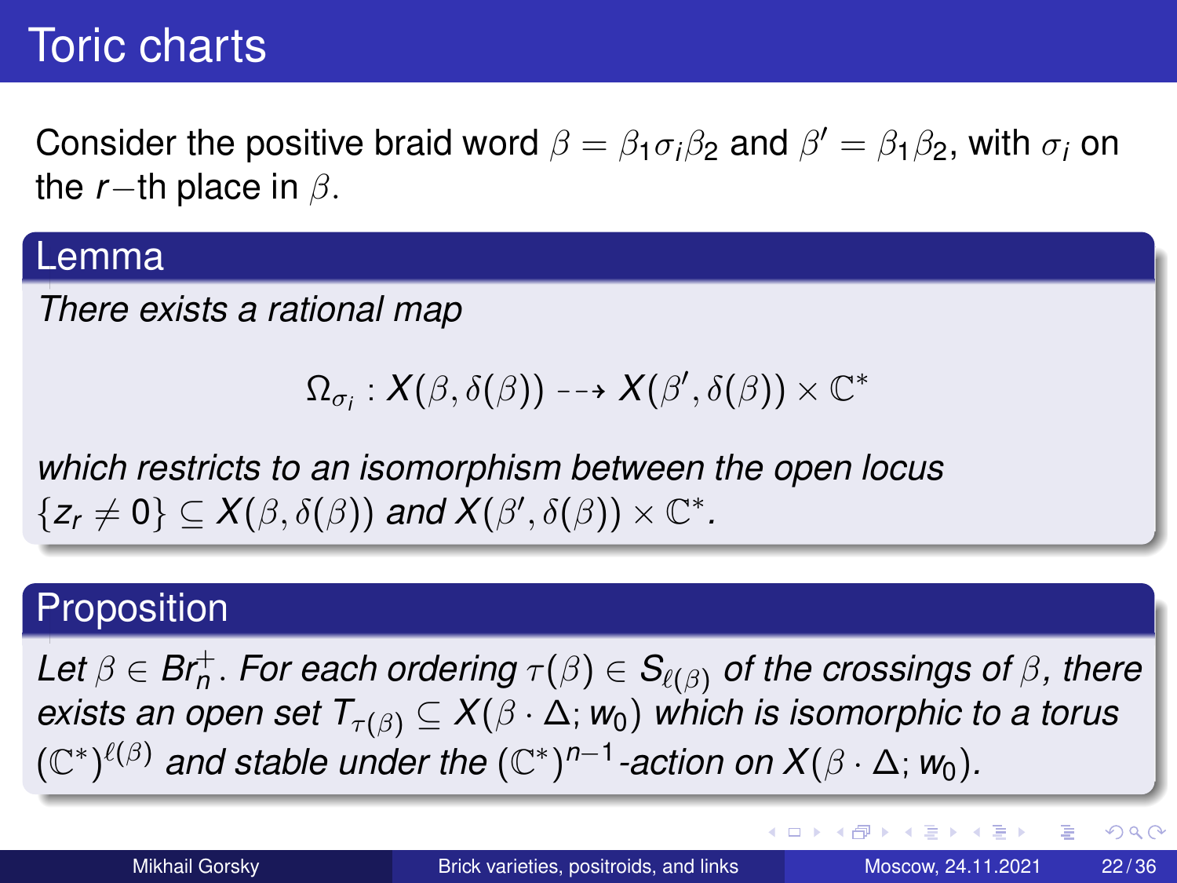# Toric charts

Consider the positive braid word $\beta = \beta_1 \sigma_i \beta_2$ and $\beta' = \beta_1 \beta_2$, with $\sigma_i$ on the $r-$th place in $\beta$.

## Lemma

*There exists a rational map*

$$\Omega_{\sigma_i} : X(\beta, \delta(\beta)) \dashrightarrow X(\beta', \delta(\beta)) \times \mathbb{C}^*$$

*which restricts to an isomorphism between the open locus $\{z_r \neq 0\} \subseteq X(\beta, \delta(\beta))$ and $X(\beta', \delta(\beta)) \times \mathbb{C}^*$.*

## Proposition

*Let $\beta \in Br_n^+$. For each ordering $\tau(\beta) \in S_{\ell(\beta)}$ of the crossings of $\beta$, there exists an open set $T_{\tau(\beta)} \subseteq X(\beta \cdot \Delta; w_0)$ which is isomorphic to a torus $(\mathbb{C}^*)^{\ell(\beta)}$ and stable under the $(\mathbb{C}^*)^{n-1}$-action on $X(\beta \cdot \Delta; w_0)$.*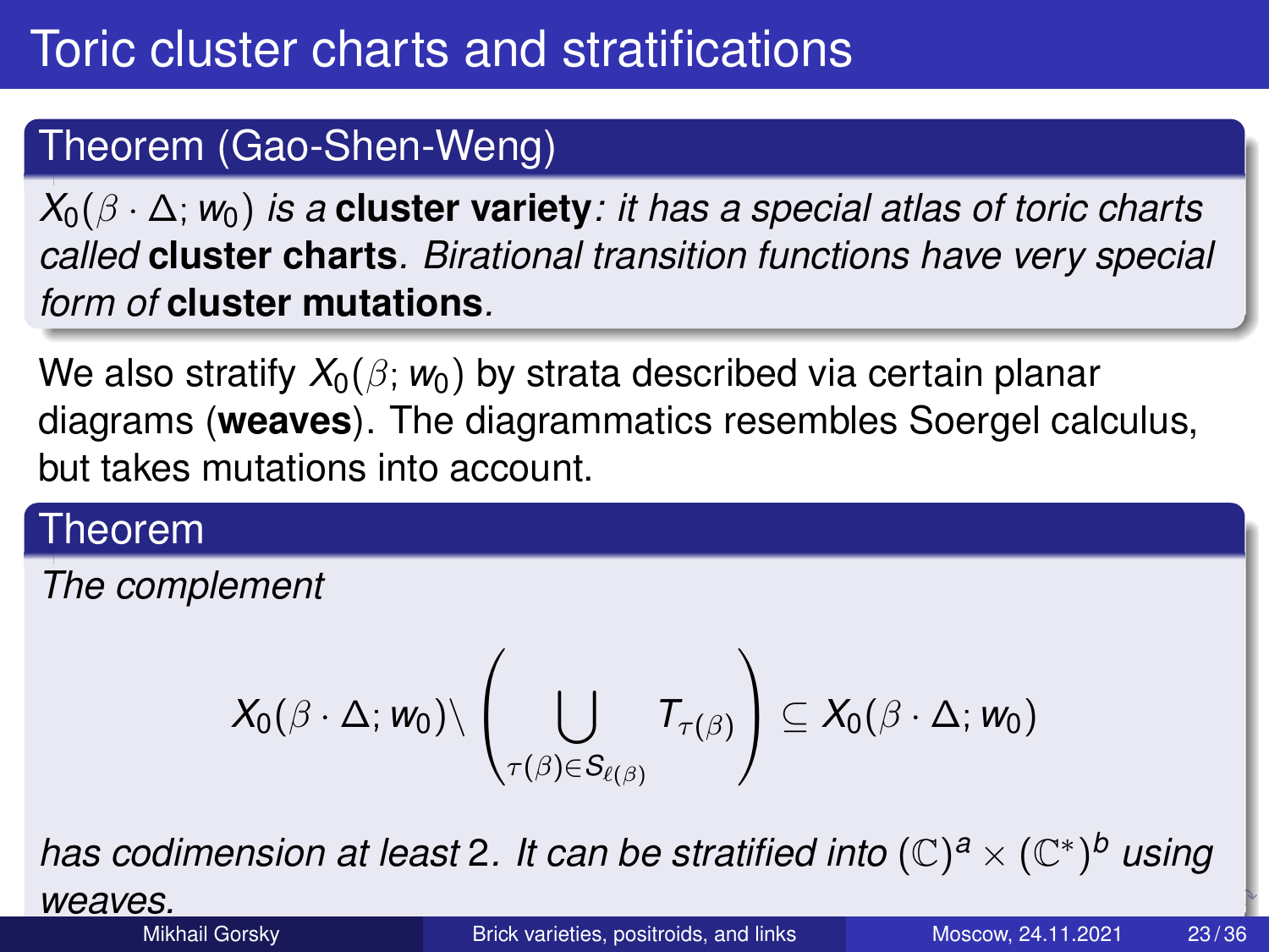# Toric cluster charts and stratifications

**Theorem (Gao-Shen-Weng)**

*$X_0(\beta \cdot \Delta; w_0)$ is a* **cluster variety***: it has a special atlas of toric charts called* **cluster charts***. Birational transition functions have very special form of* **cluster mutations***.*

We also stratify $X_0(\beta; w_0)$ by strata described via certain planar diagrams (**weaves**). The diagrammatics resembles Soergel calculus, but takes mutations into account.

**Theorem**

*The complement*

$$X_0(\beta \cdot \Delta; w_0) \setminus \left( \bigcup_{\tau(\beta) \in S_{\ell(\beta)}} T_{\tau(\beta)} \right) \subseteq X_0(\beta \cdot \Delta; w_0)$$

*has codimension at least 2. It can be stratified into $(\mathbb{C})^a \times (\mathbb{C}^*)^b$ using weaves.*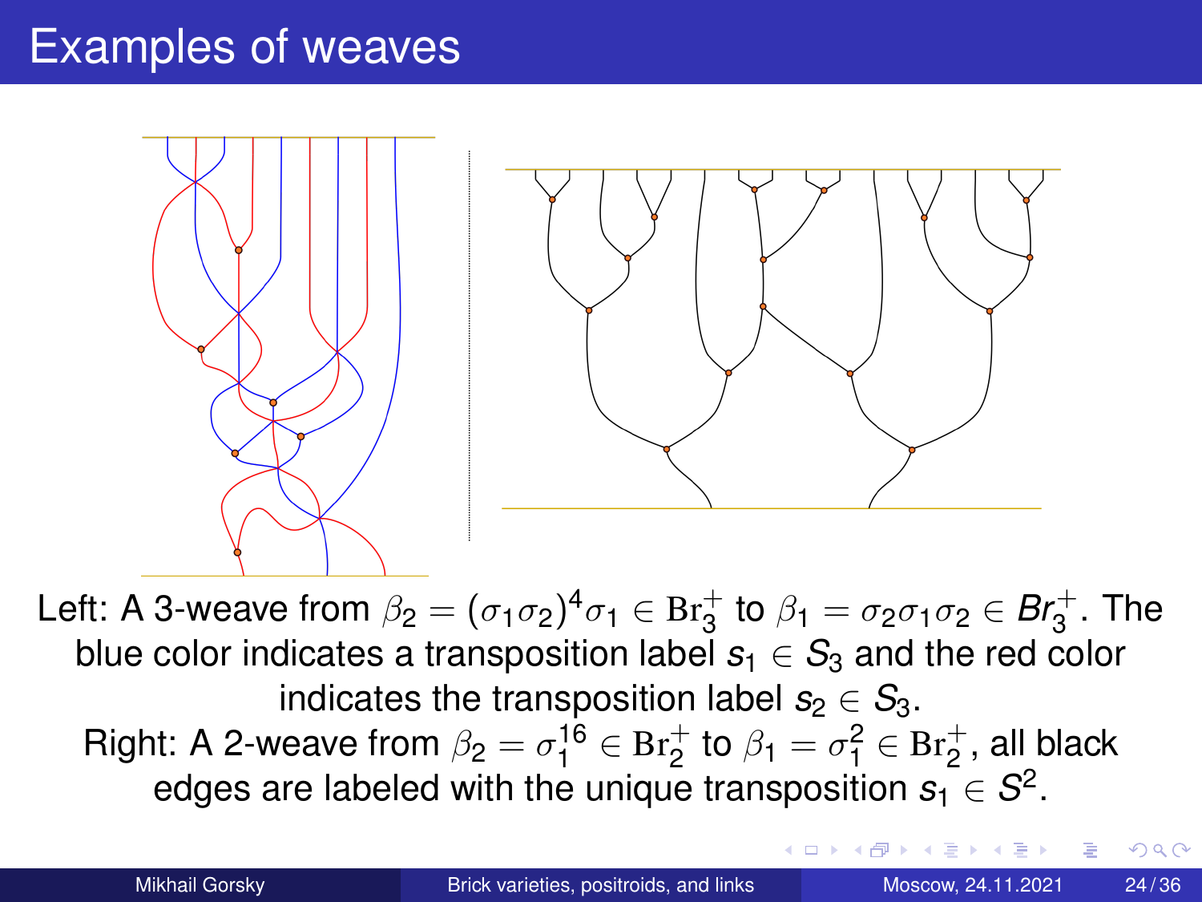# Examples of weaves

Left: A 3-weave from $\beta_2 = (\sigma_1\sigma_2)^4\sigma_1 \in \mathrm{Br}_3^+$ to $\beta_1 = \sigma_2\sigma_1\sigma_2 \in Br_3^+$. The blue color indicates a transposition label $s_1 \in S_3$ and the red color indicates the transposition label $s_2 \in S_3$.

Right: A 2-weave from $\beta_2 = \sigma_1^{16} \in \mathrm{Br}_2^+$ to $\beta_1 = \sigma_1^2 \in \mathrm{Br}_2^+$, all black edges are labeled with the unique transposition $s_1 \in S^2$.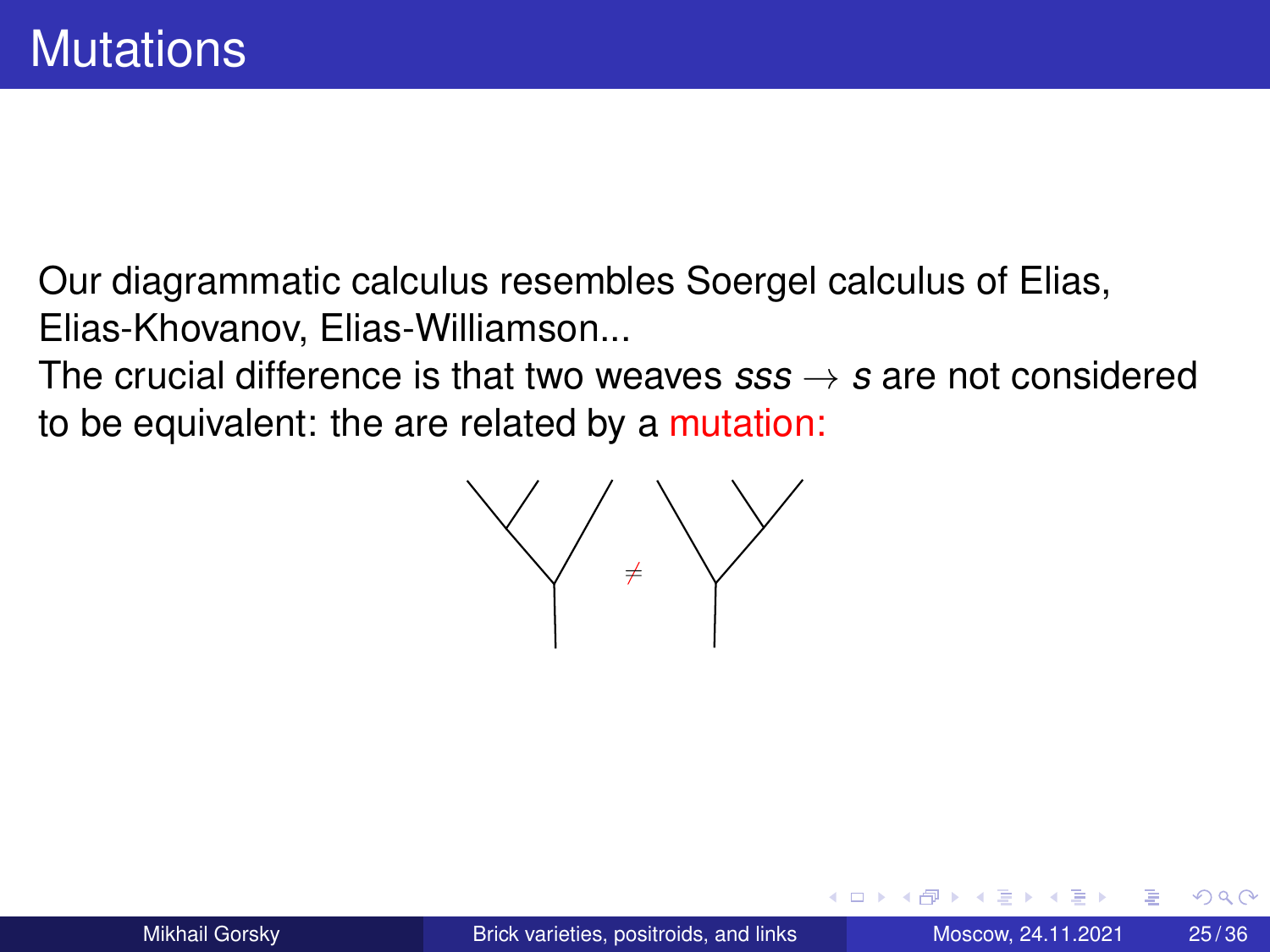# Mutations

Our diagrammatic calculus resembles Soergel calculus of Elias, Elias-Khovanov, Elias-Williamson...

The crucial difference is that two weaves $sss \to s$ are not considered to be equivalent: the are related by a mutation:

$\neq$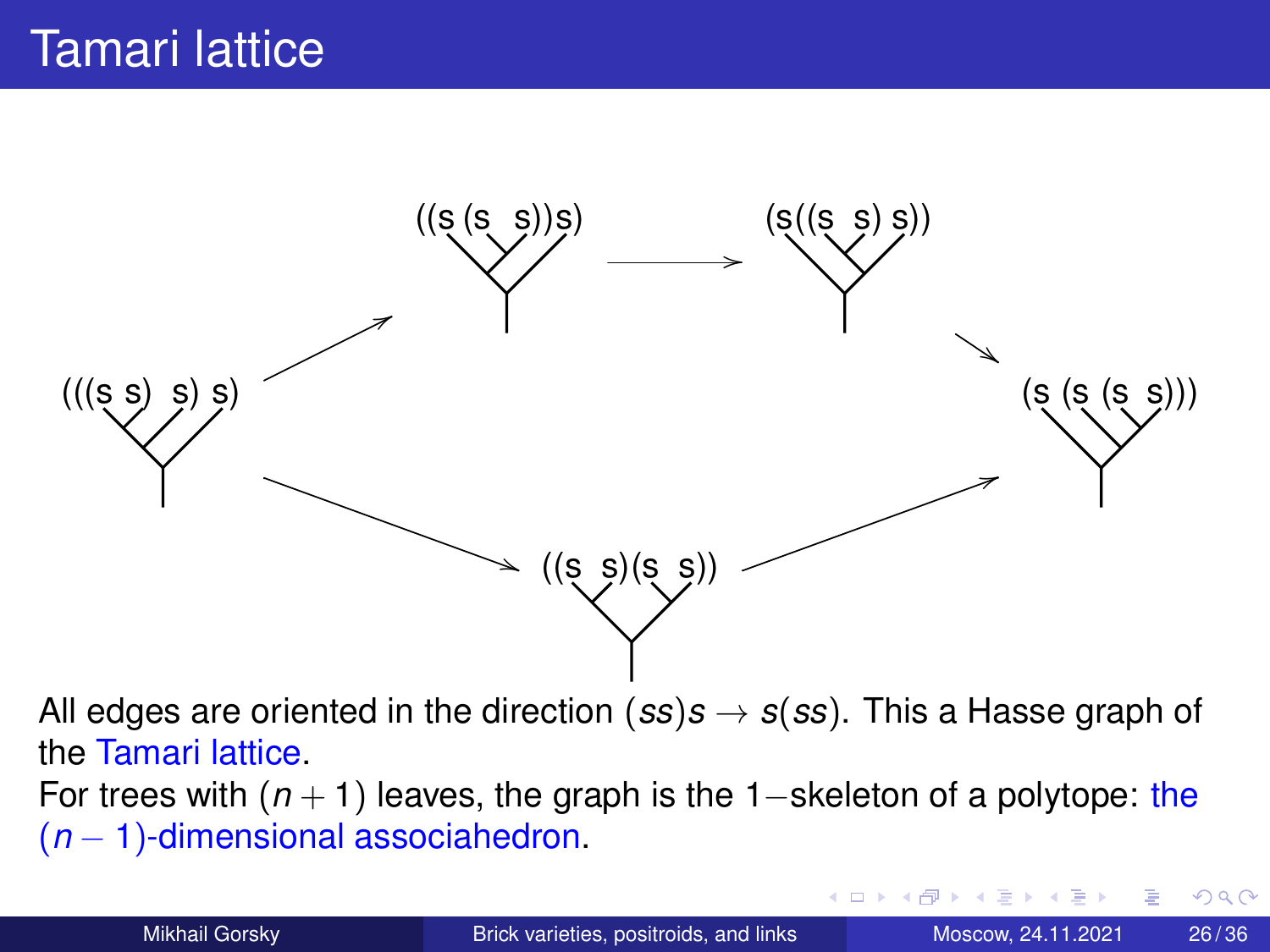# Tamari lattice

(((s s) s) s)

((s (s s)) s)

(s((s s) s))

(s (s (s s)))

((s s)(s s))

All edges are oriented in the direction $(ss)s \to s(ss)$. This a Hasse graph of the Tamari lattice.

For trees with $(n+1)$ leaves, the graph is the 1−skeleton of a polytope: the $(n-1)$-dimensional associahedron.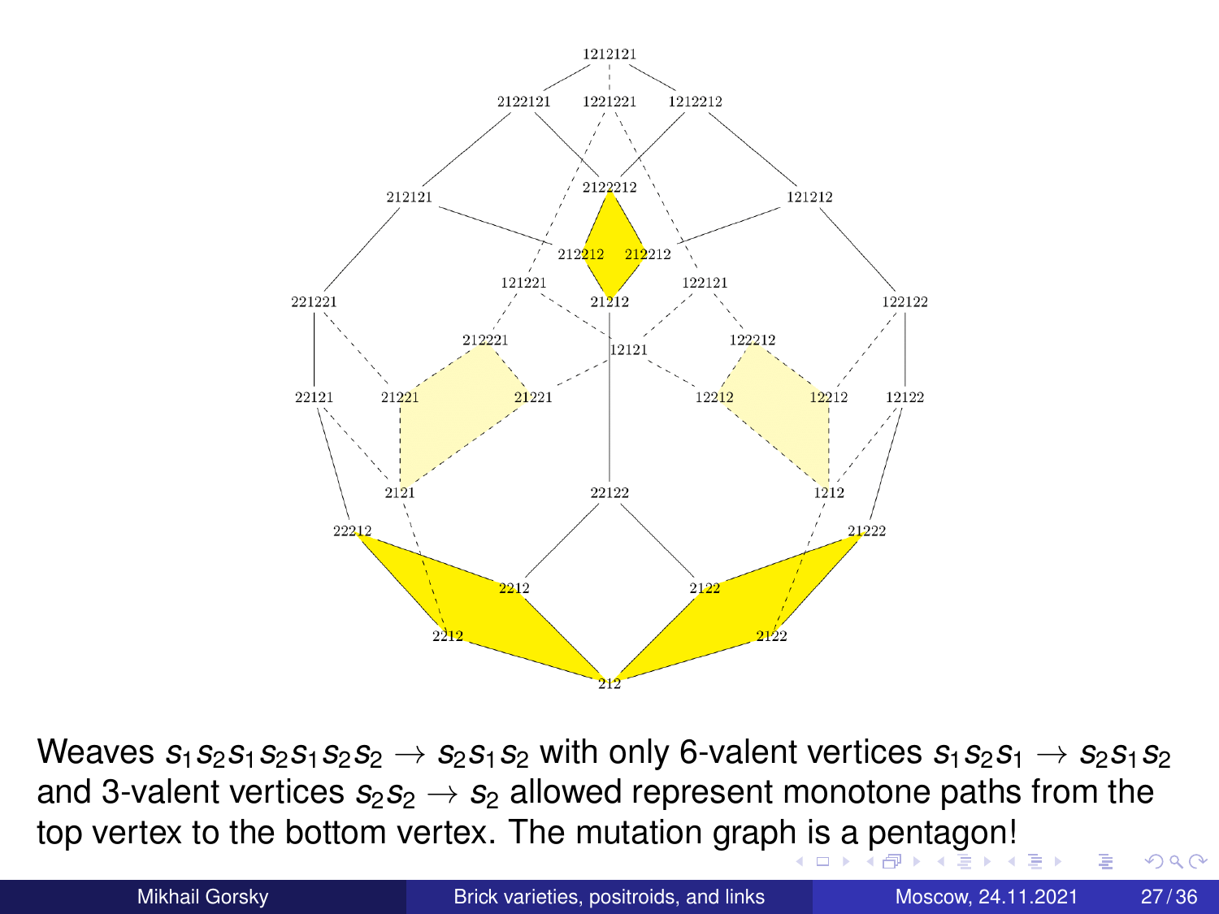Weaves $s_1s_2s_1s_2s_1s_2s_2 \to s_2s_1s_2$ with only 6-valent vertices $s_1s_2s_1 \to s_2s_1s_2$ and 3-valent vertices $s_2s_2 \to s_2$ allowed represent monotone paths from the top vertex to the bottom vertex. The mutation graph is a pentagon!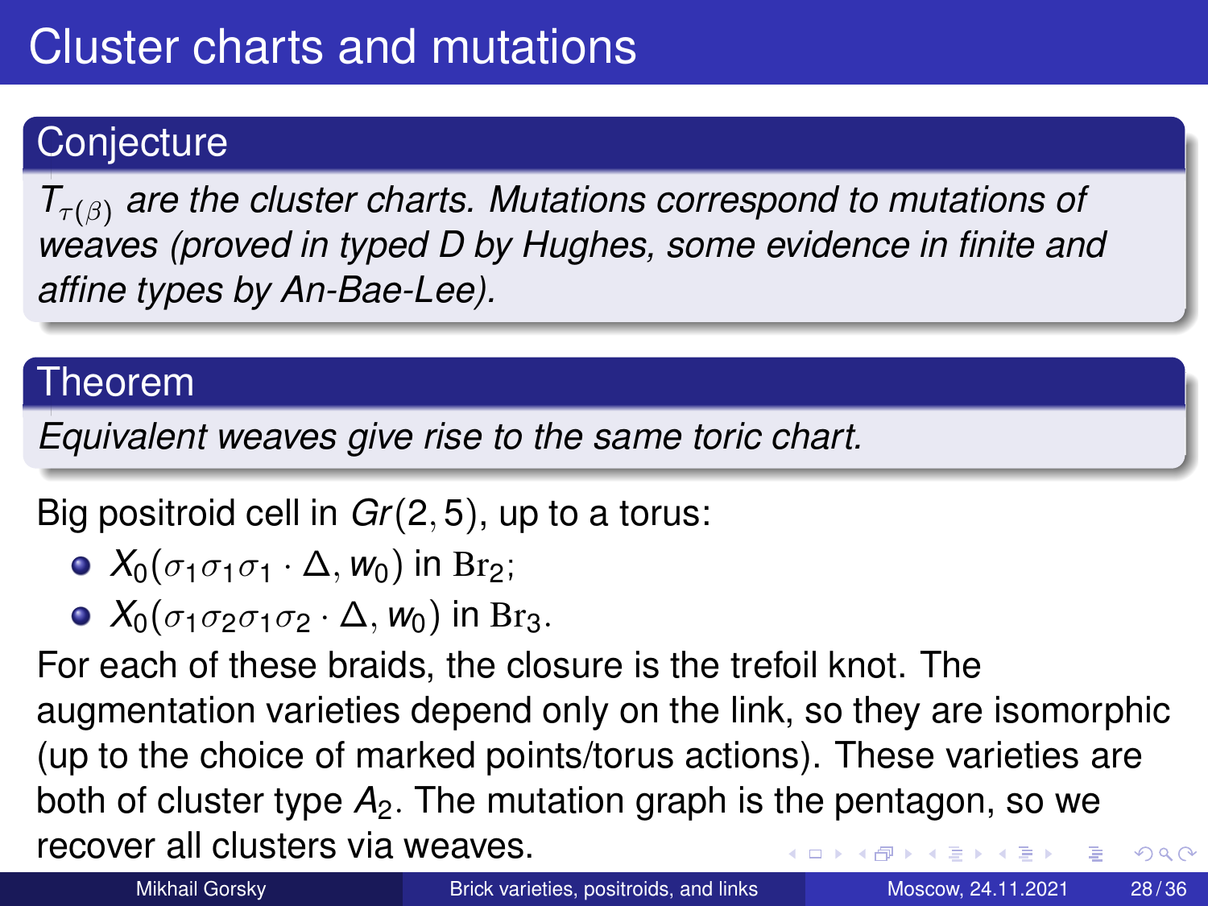# Cluster charts and mutations

**Conjecture**

*$T_{\tau(\beta)}$ are the cluster charts. Mutations correspond to mutations of weaves (proved in typed D by Hughes, some evidence in finite and affine types by An-Bae-Lee).*

**Theorem**

*Equivalent weaves give rise to the same toric chart.*

Big positroid cell in $Gr(2,5)$, up to a torus:

- $X_0(\sigma_1\sigma_1\sigma_1 \cdot \Delta, w_0)$ in $\mathrm{Br}_2$;
- $X_0(\sigma_1\sigma_2\sigma_1\sigma_2 \cdot \Delta, w_0)$ in $\mathrm{Br}_3$.

For each of these braids, the closure is the trefoil knot. The augmentation varieties depend only on the link, so they are isomorphic (up to the choice of marked points/torus actions). These varieties are both of cluster type $A_2$. The mutation graph is the pentagon, so we recover all clusters via weaves.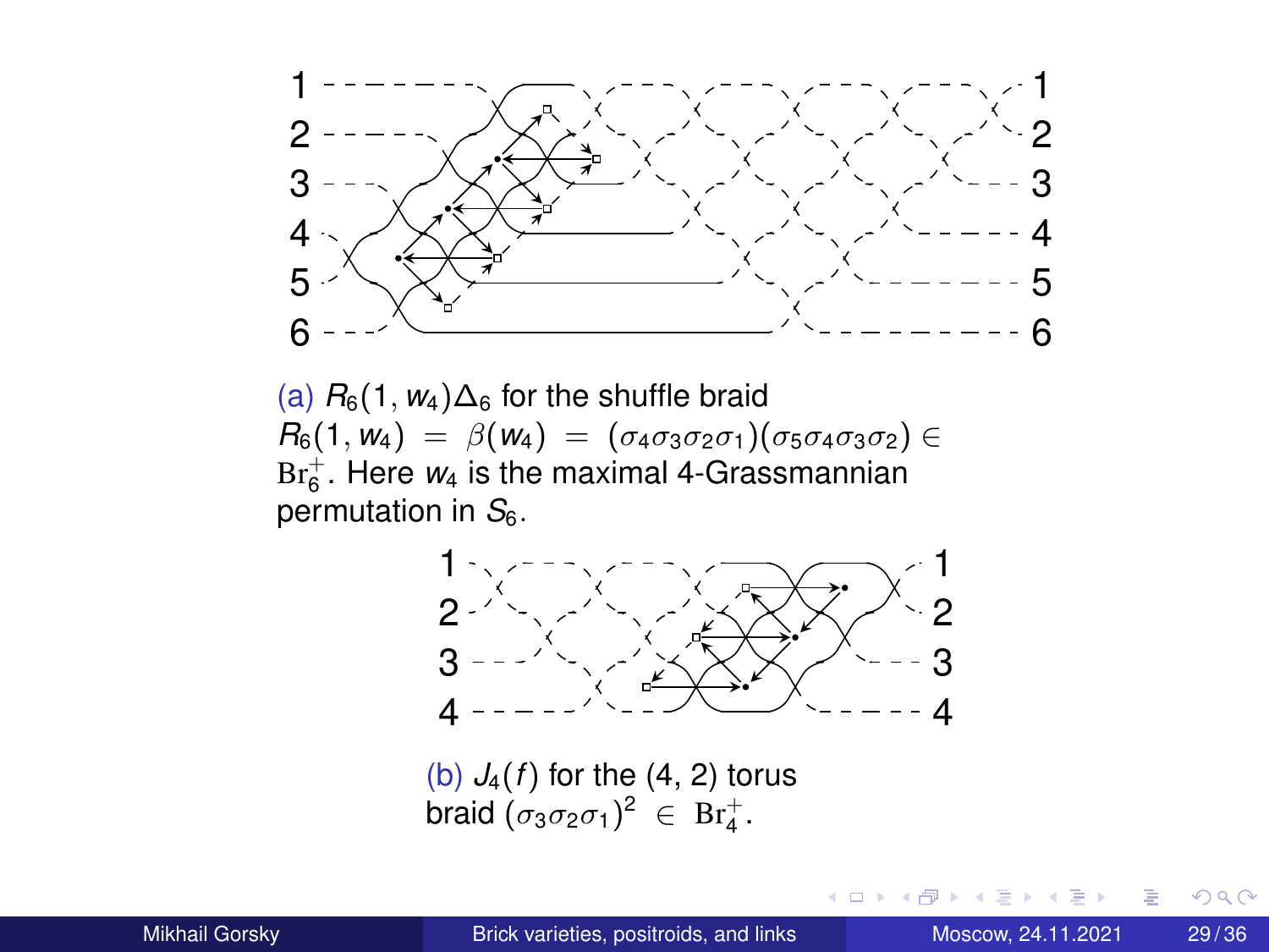(a) $R_6(1, w_4)\Delta_6$ for the shuffle braid $R_6(1, w_4) = \beta(w_4) = (\sigma_4\sigma_3\sigma_2\sigma_1)(\sigma_5\sigma_4\sigma_3\sigma_2) \in \mathrm{Br}_6^+$. Here $w_4$ is the maximal 4-Grassmannian permutation in $S_6$.

(b) $J_4(f)$ for the (4, 2) torus braid $(\sigma_3\sigma_2\sigma_1)^2 \in \mathrm{Br}_4^+$.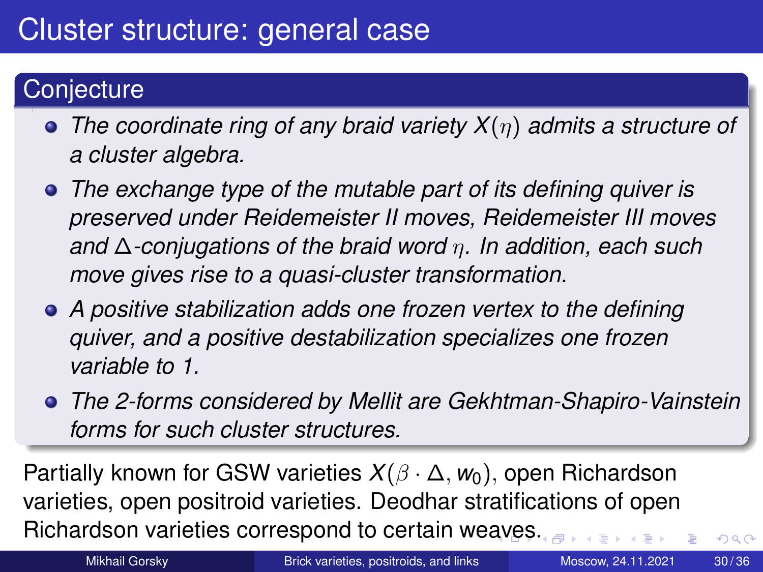# Cluster structure: general case

**Conjecture**

- *The coordinate ring of any braid variety $X(\eta)$ admits a structure of a cluster algebra.*
- *The exchange type of the mutable part of its defining quiver is preserved under Reidemeister II moves, Reidemeister III moves and $\Delta$-conjugations of the braid word $\eta$. In addition, each such move gives rise to a quasi-cluster transformation.*
- *A positive stabilization adds one frozen vertex to the defining quiver, and a positive destabilization specializes one frozen variable to 1.*
- *The 2-forms considered by Mellit are Gekhtman-Shapiro-Vainstein forms for such cluster structures.*

Partially known for GSW varieties $X(\beta \cdot \Delta, w_0)$, open Richardson varieties, open positroid varieties. Deodhar stratifications of open Richardson varieties correspond to certain weaves.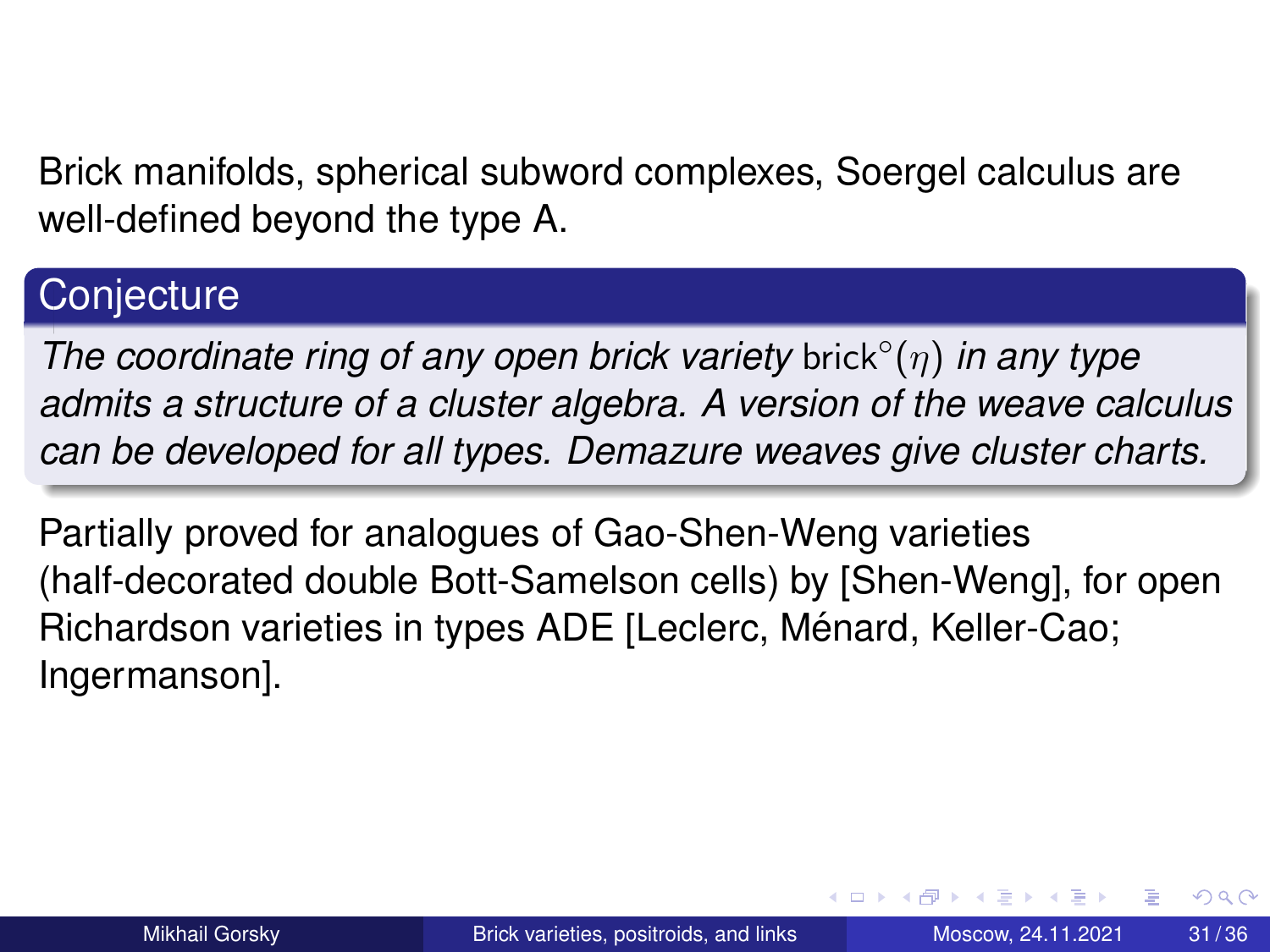Brick manifolds, spherical subword complexes, Soergel calculus are well-defined beyond the type A.

**Conjecture**

*The coordinate ring of any open brick variety* $\mathrm{brick}^{\circ}(\eta)$ *in any type admits a structure of a cluster algebra. A version of the weave calculus can be developed for all types. Demazure weaves give cluster charts.*

Partially proved for analogues of Gao-Shen-Weng varieties (half-decorated double Bott-Samelson cells) by [Shen-Weng], for open Richardson varieties in types ADE [Leclerc, Ménard, Keller-Cao; Ingermanson].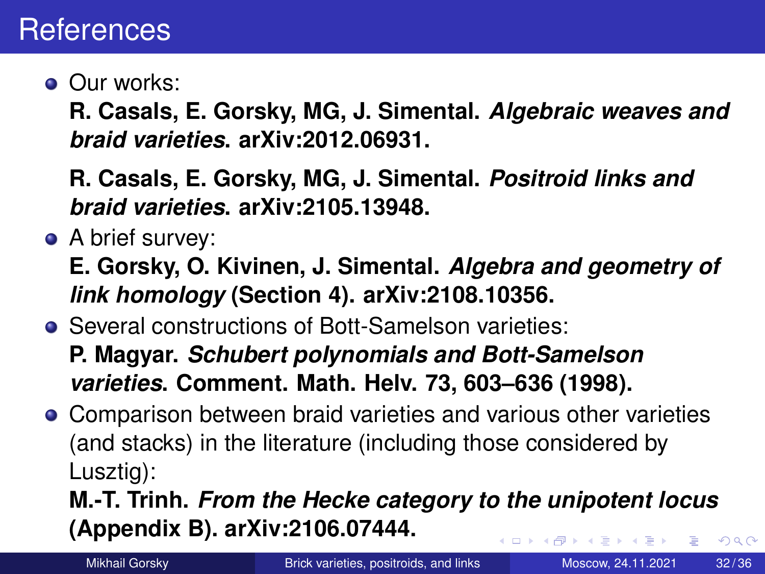# References

- Our works:

  **R. Casals, E. Gorsky, MG, J. Simental. *Algebraic weaves and braid varieties*. arXiv:2012.06931.**

  **R. Casals, E. Gorsky, MG, J. Simental. *Positroid links and braid varieties*. arXiv:2105.13948.**

- A brief survey:

  **E. Gorsky, O. Kivinen, J. Simental. *Algebra and geometry of link homology* (Section 4). arXiv:2108.10356.**

- Several constructions of Bott-Samelson varieties:

  **P. Magyar. *Schubert polynomials and Bott-Samelson varieties*. Comment. Math. Helv. 73, 603–636 (1998).**

- Comparison between braid varieties and various other varieties (and stacks) in the literature (including those considered by Lusztig):

  **M.-T. Trinh. *From the Hecke category to the unipotent locus* (Appendix B). arXiv:2106.07444.**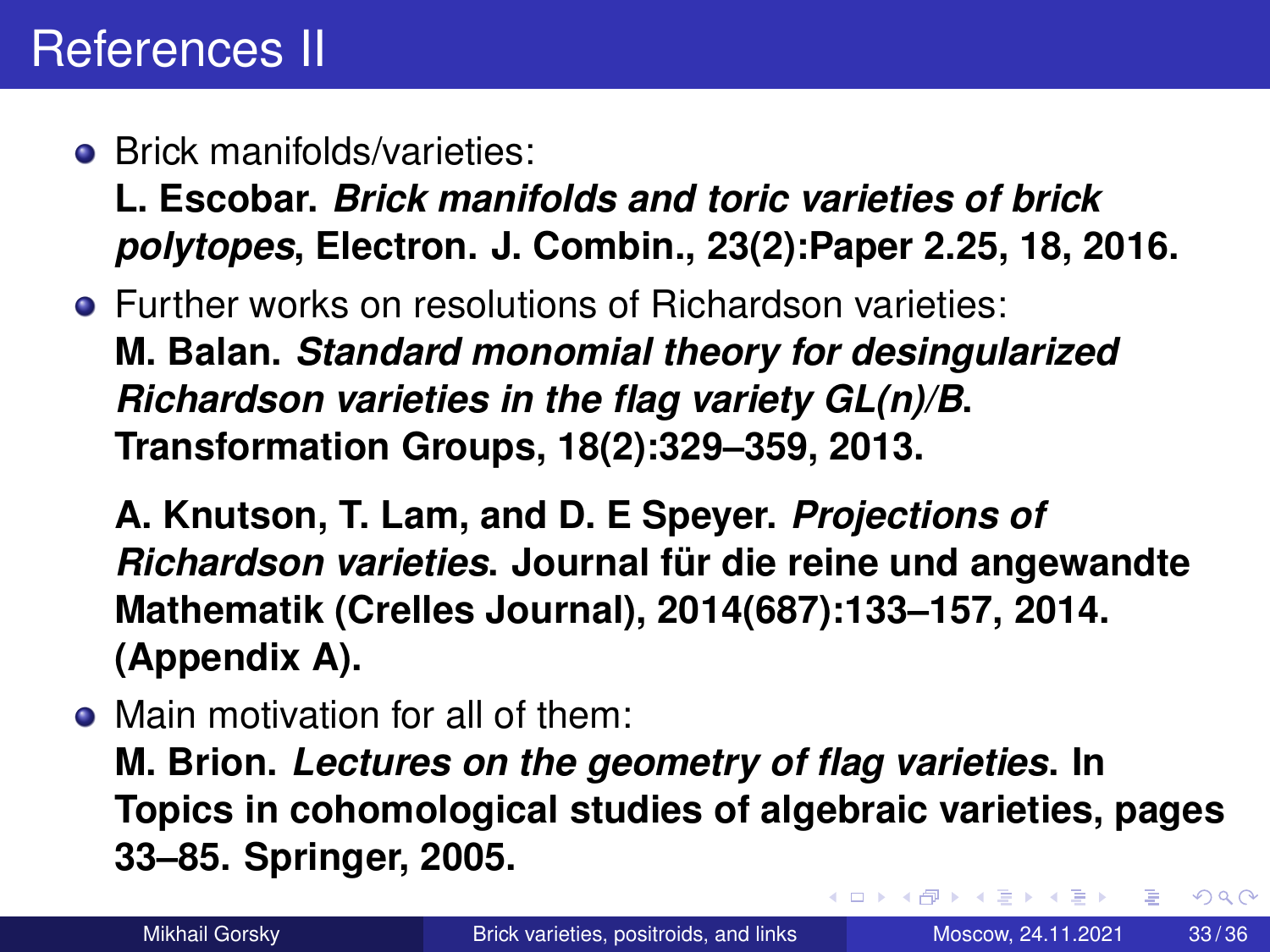# References II

- Brick manifolds/varieties:
  **L. Escobar. *Brick manifolds and toric varieties of brick polytopes*, Electron. J. Combin., 23(2):Paper 2.25, 18, 2016.**
- Further works on resolutions of Richardson varieties:
  **M. Balan. *Standard monomial theory for desingularized Richardson varieties in the flag variety GL(n)/B*. Transformation Groups, 18(2):329–359, 2013.**

  **A. Knutson, T. Lam, and D. E Speyer. *Projections of Richardson varieties*. Journal für die reine und angewandte Mathematik (Crelles Journal), 2014(687):133–157, 2014. (Appendix A).**
- Main motivation for all of them:
  **M. Brion. *Lectures on the geometry of flag varieties*. In Topics in cohomological studies of algebraic varieties, pages 33–85. Springer, 2005.**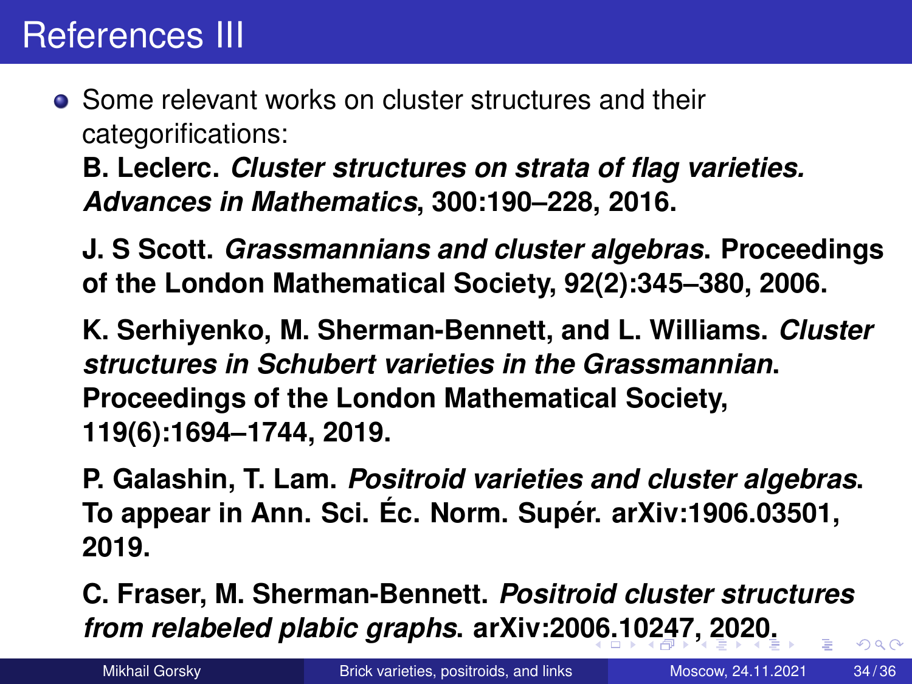# References III

- Some relevant works on cluster structures and their categorifications:

  **B. Leclerc. *Cluster structures on strata of flag varieties. Advances in Mathematics*, 300:190–228, 2016.**

  **J. S Scott. *Grassmannians and cluster algebras*. Proceedings of the London Mathematical Society, 92(2):345–380, 2006.**

  **K. Serhiyenko, M. Sherman-Bennett, and L. Williams. *Cluster structures in Schubert varieties in the Grassmannian*. Proceedings of the London Mathematical Society, 119(6):1694–1744, 2019.**

  **P. Galashin, T. Lam. *Positroid varieties and cluster algebras*. To appear in Ann. Sci. Éc. Norm. Supér. arXiv:1906.03501, 2019.**

  **C. Fraser, M. Sherman-Bennett. *Positroid cluster structures from relabeled plabic graphs*. arXiv:2006.10247, 2020.**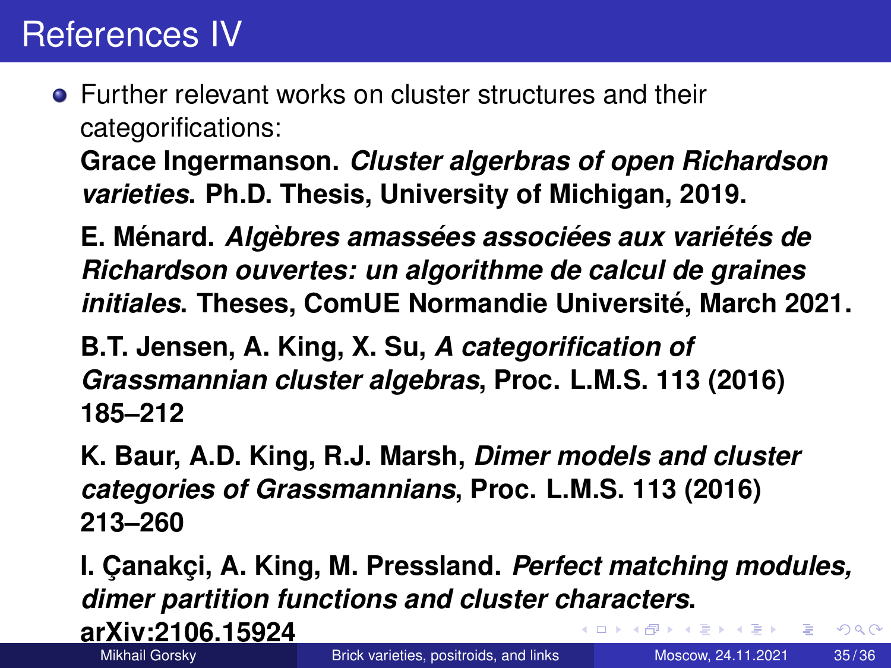# References IV

- Further relevant works on cluster structures and their categorifications:

  **Grace Ingermanson. *Cluster algerbras of open Richardson varieties*. Ph.D. Thesis, University of Michigan, 2019.**

  **E. Ménard. *Algèbres amassées associées aux variétés de Richardson ouvertes: un algorithme de calcul de graines initiales*. Theses, ComUE Normandie Université, March 2021.**

  **B.T. Jensen, A. King, X. Su, *A categorification of Grassmannian cluster algebras*, Proc. L.M.S. 113 (2016) 185–212**

  **K. Baur, A.D. King, R.J. Marsh, *Dimer models and cluster categories of Grassmannians*, Proc. L.M.S. 113 (2016) 213–260**

  **I. Çanakçi, A. King, M. Pressland. *Perfect matching modules, dimer partition functions and cluster characters*. arXiv:2106.15924**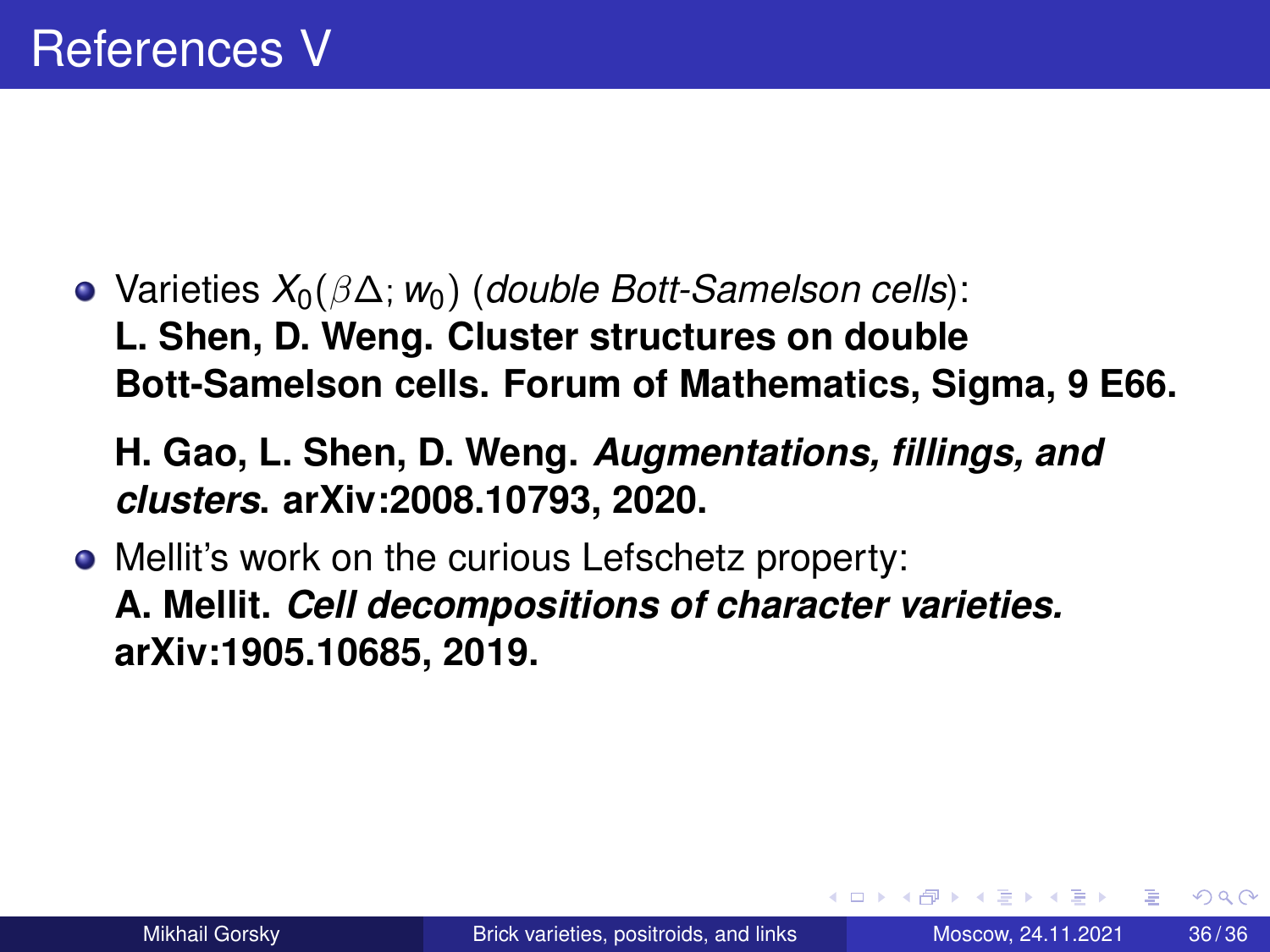# References V

- Varieties $X_0(\beta\Delta; w_0)$ (*double Bott-Samelson cells*):
  **L. Shen, D. Weng. Cluster structures on double Bott-Samelson cells. Forum of Mathematics, Sigma, 9 E66.**

  **H. Gao, L. Shen, D. Weng. *Augmentations, fillings, and clusters*. arXiv:2008.10793, 2020.**

- Mellit's work on the curious Lefschetz property:
  **A. Mellit. *Cell decompositions of character varieties.* arXiv:1905.10685, 2019.**